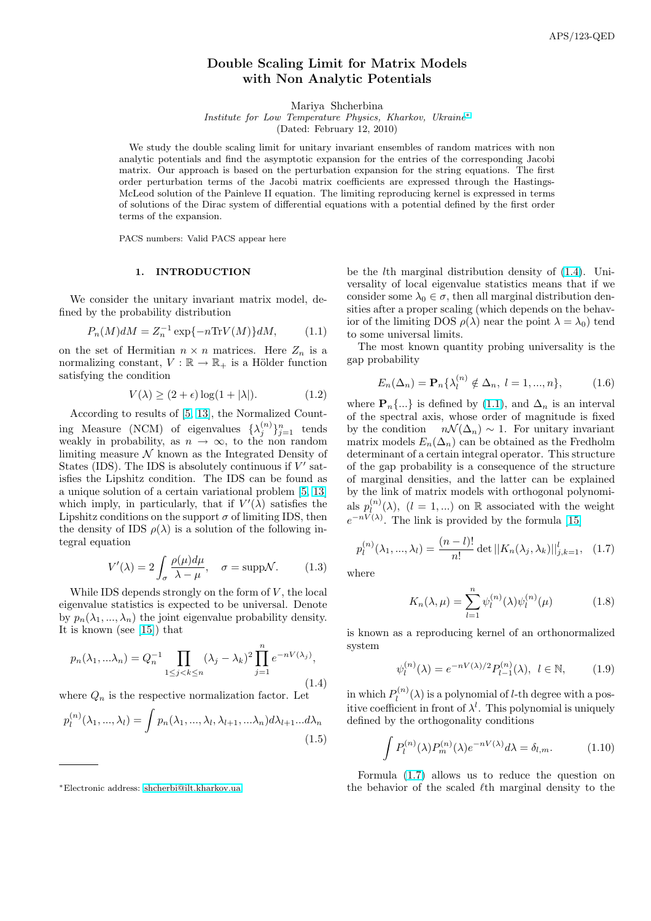# Double Scaling Limit for Matrix Models with Non Analytic Potentials

Mariya Shcherbina

*Institute for Low Temperature Physics, Kharkov, Ukraine*[*]

(Dated: February 12, 2010)

We study the double scaling limit for unitary invariant ensembles of random matrices with non analytic potentials and find the asymptotic expansion for the entries of the corresponding Jacobi matrix. Our approach is based on the perturbation expansion for the string equations. The first order perturbation terms of the Jacobi matrix coefficients are expressed through the Hastings-McLeod solution of the Painleve II equation. The limiting reproducing kernel is expressed in terms of solutions of the Dirac system of differential equations with a potential defined by the first order terms of the expansion.

PACS numbers: Valid PACS appear here

## 1. INTRODUCTION

We consider the unitary invariant matrix model, defined by the probability distribution

$$P_n(M)dM = Z_n^{-1} \exp\{-n\mathrm{Tr}V(M)\}dM, \qquad (1.1)$$

on the set of Hermitian $n \times n$ matrices. Here $Z_n$ is a normalizing constant, $V : \mathbb{R} \to \mathbb{R}_+$ is a Hölder function satisfying the condition

$$V(\lambda) \geq (2+\epsilon)\log(1+|\lambda|). \qquad (1.2)$$

According to results of [5, 13], the Normalized Counting Measure (NCM) of eigenvalues $\{\lambda_j^{(n)}\}_{j=1}^n$ tends weakly in probability, as $n \to \infty$, to the non random limiting measure $\mathcal{N}$ known as the Integrated Density of States (IDS). The IDS is absolutely continuous if $V'$ satisfies the Lipshitz condition. The IDS can be found as a unique solution of a certain variational problem [5, 13], which imply, in particular, that if $V'(\lambda)$ satisfies the Lipshitz conditions on the support $\sigma$ of limiting IDS, then the density of IDS $\rho(\lambda)$ is a solution of the following integral equation

$$V'(\lambda) = 2\int_\sigma \frac{\rho(\mu)d\mu}{\lambda - \mu}, \quad \sigma = \mathrm{supp}\mathcal{N}. \qquad (1.3)$$

While IDS depends strongly on the form of $V$, the local eigenvalue statistics is expected to be universal. Denote by $p_n(\lambda_1, ..., \lambda_n)$ the joint eigenvalue probability density. It is known (see [15]) that

$$p_n(\lambda_1, ...\lambda_n) = Q_n^{-1} \prod_{1\leq j<k\leq n} (\lambda_j - \lambda_k)^2 \prod_{j=1}^n e^{-nV(\lambda_j)}, \qquad (1.4)$$

where $Q_n$ is the respective normalization factor. Let

$$p_l^{(n)}(\lambda_1, ..., \lambda_l) = \int p_n(\lambda_1, ..., \lambda_l, \lambda_{l+1}, ...\lambda_n)d\lambda_{l+1}...d\lambda_n \qquad (1.5)$$

be the $l$th marginal distribution density of (1.4). Universality of local eigenvalue statistics means that if we consider some $\lambda_0 \in \sigma$, then all marginal distribution densities after a proper scaling (which depends on the behavior of the limiting DOS $\rho(\lambda)$ near the point $\lambda = \lambda_0$) tend to some universal limits.

The most known quantity probing universality is the gap probability

$$E_n(\Delta_n) = \mathbf{P}_n\{\lambda_l^{(n)} \notin \Delta_n, \ l = 1, ..., n\}, \qquad (1.6)$$

where $\mathbf{P}_n\{...\}$ is defined by (1.1), and $\Delta_n$ is an interval of the spectral axis, whose order of magnitude is fixed by the condition $\quad n\mathcal{N}(\Delta_n) \sim 1$. For unitary invariant matrix models $E_n(\Delta_n)$ can be obtained as the Fredholm determinant of a certain integral operator. This structure of the gap probability is a consequence of the structure of marginal densities, and the latter can be explained by the link of matrix models with orthogonal polynomials $p_l^{(n)}(\lambda)$, $(l = 1, ...)$ on $\mathbb{R}$ associated with the weight $e^{-nV(\lambda)}$. The link is provided by the formula [15]

$$p_l^{(n)}(\lambda_1, ..., \lambda_l) = \frac{(n-l)!}{n!} \det ||K_n(\lambda_j, \lambda_k)||_{j,k=1}^l, \quad (1.7)$$

where

$$K_n(\lambda, \mu) = \sum_{l=1}^n \psi_l^{(n)}(\lambda)\psi_l^{(n)}(\mu) \qquad (1.8)$$

is known as a reproducing kernel of an orthonormalized system

$$\psi_l^{(n)}(\lambda) = e^{-nV(\lambda)/2} P_{l-1}^{(n)}(\lambda), \ l \in \mathbb{N}, \qquad (1.9)$$

in which $P_l^{(n)}(\lambda)$ is a polynomial of $l$-th degree with a positive coefficient in front of $\lambda^l$. This polynomial is uniquely defined by the orthogonality conditions

$$\int P_l^{(n)}(\lambda)P_m^{(n)}(\lambda)e^{-nV(\lambda)}d\lambda = \delta_{l,m}. \qquad (1.10)$$

Formula (1.7) allows us to reduce the question on the behavior of the scaled $\ell$th marginal density to the

---

[*]Electronic address: shcherbi@ilt.kharkov.ua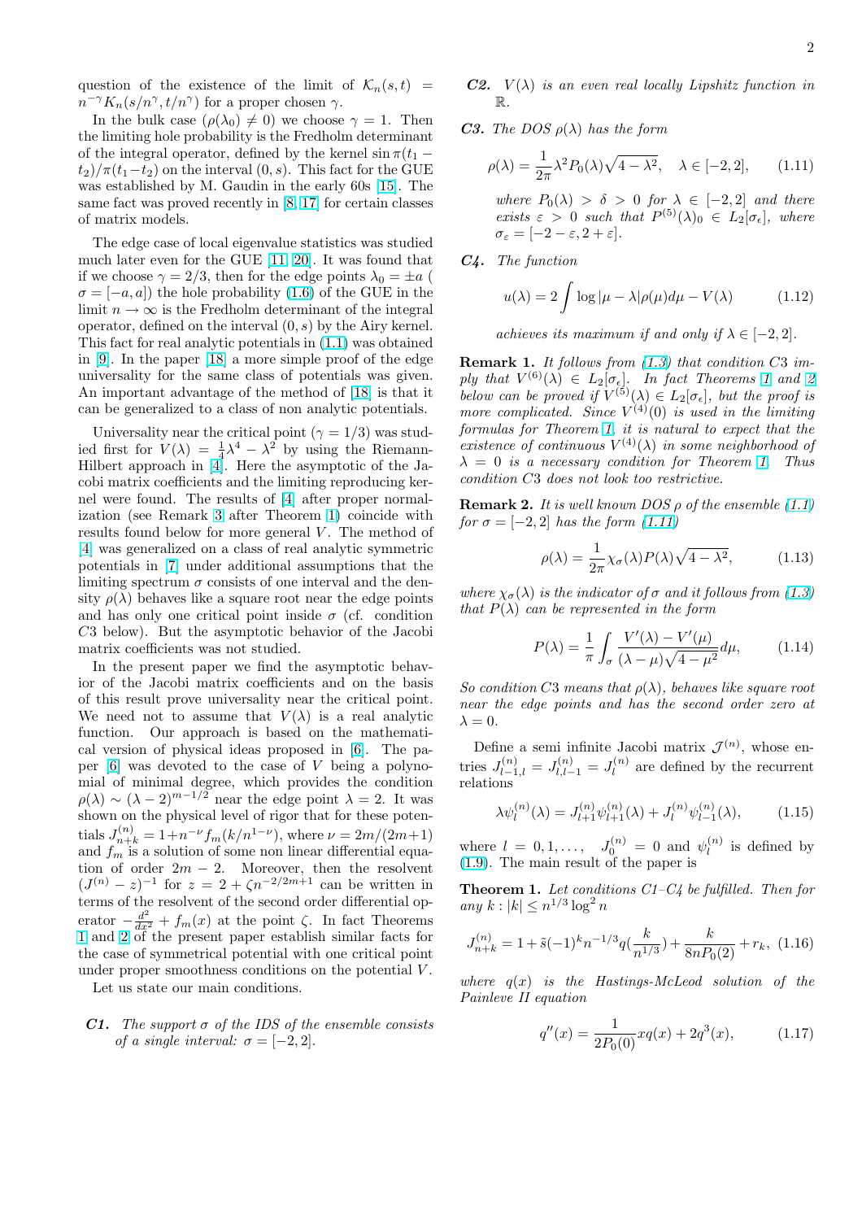question of the existence of the limit of $\mathcal{K}_n(s,t) = n^{-\gamma}K_n(s/n^\gamma, t/n^\gamma)$ for a proper chosen $\gamma$.

In the bulk case ($\rho(\lambda_0) \neq 0$) we choose $\gamma = 1$. Then the limiting hole probability is the Fredholm determinant of the integral operator, defined by the kernel $\sin\pi(t_1 - t_2)/\pi(t_1 - t_2)$ on the interval $(0,s)$. This fact for the GUE was established by M. Gaudin in the early 60s [15]. The same fact was proved recently in [8, 17] for certain classes of matrix models.

The edge case of local eigenvalue statistics was studied much later even for the GUE [11, 20]. It was found that if we choose $\gamma = 2/3$, then for the edge points $\lambda_0 = \pm a$ ( $\sigma = [-a, a]$) the hole probability (1.6) of the GUE in the limit $n \to \infty$ is the Fredholm determinant of the integral operator, defined on the interval $(0,s)$ by the Airy kernel. This fact for real analytic potentials in (1.1) was obtained in [9]. In the paper [18] a more simple proof of the edge universality for the same class of potentials was given. An important advantage of the method of [18] is that it can be generalized to a class of non analytic potentials.

Universality near the critical point ($\gamma = 1/3$) was studied first for $V(\lambda) = \frac{1}{4}\lambda^4 - \lambda^2$ by using the Riemann-Hilbert approach in [4]. Here the asymptotic of the Jacobi matrix coefficients and the limiting reproducing kernel were found. The results of [4] after proper normalization (see Remark 3 after Theorem 1) coincide with results found below for more general $V$. The method of [4] was generalized on a class of real analytic symmetric potentials in [7] under additional assumptions that the limiting spectrum $\sigma$ consists of one interval and the density $\rho(\lambda)$ behaves like a square root near the edge points and has only one critical point inside $\sigma$ (cf. condition $C3$ below). But the asymptotic behavior of the Jacobi matrix coefficients was not studied.

In the present paper we find the asymptotic behavior of the Jacobi matrix coefficients and on the basis of this result prove universality near the critical point. We need not to assume that $V(\lambda)$ is a real analytic function. Our approach is based on the mathematical version of physical ideas proposed in [6]. The paper [6] was devoted to the case of $V$ being a polynomial of minimal degree, which provides the condition $\rho(\lambda) \sim (\lambda - 2)^{m-1/2}$ near the edge point $\lambda = 2$. It was shown on the physical level of rigor that for these potentials $J^{(n)}_{n+k} = 1 + n^{-\nu} f_m(k/n^{1-\nu})$, where $\nu = 2m/(2m+1)$ and $f_m$ is a solution of some non linear differential equation of order $2m - 2$. Moreover, then the resolvent $(J^{(n)} - z)^{-1}$ for $z = 2 + \zeta n^{-2/2m+1}$ can be written in terms of the resolvent of the second order differential operator $-\frac{d^2}{dx^2} + f_m(x)$ at the point $\zeta$. In fact Theorems 1 and 2 of the present paper establish similar facts for the case of symmetrical potential with one critical point under proper smoothness conditions on the potential $V$.

Let us state our main conditions.

***C1.*** *The support $\sigma$ of the IDS of the ensemble consists of a single interval: $\sigma = [-2, 2]$.*

***C2.*** *$V(\lambda)$ is an even real locally Lipshitz function in $\mathbb{R}$.*

***C3.*** *The DOS $\rho(\lambda)$ has the form*

$$\rho(\lambda) = \frac{1}{2\pi}\lambda^2 P_0(\lambda)\sqrt{4 - \lambda^2}, \quad \lambda \in [-2, 2], \qquad (1.11)$$

*where $P_0(\lambda) > \delta > 0$ for $\lambda \in [-2, 2]$ and there exists $\varepsilon > 0$ such that $P^{(5)}(\lambda)_0 \in L_2[\sigma_\epsilon]$, where $\sigma_\varepsilon = [-2 - \varepsilon, 2 + \varepsilon]$.*

***C4.*** *The function*

$$u(\lambda) = 2\int \log|\mu - \lambda|\rho(\mu)d\mu - V(\lambda) \qquad (1.12)$$

*achieves its maximum if and only if $\lambda \in [-2, 2]$.*

**Remark 1.** *It follows from (1.3) that condition $C3$ imply that $V^{(6)}(\lambda) \in L_2[\sigma_\epsilon]$. In fact Theorems 1 and 2 below can be proved if $V^{(5)}(\lambda) \in L_2[\sigma_\epsilon]$, but the proof is more complicated. Since $V^{(4)}(0)$ is used in the limiting formulas for Theorem 1, it is natural to expect that the existence of continuous $V^{(4)}(\lambda)$ in some neighborhood of $\lambda = 0$ is a necessary condition for Theorem 1. Thus condition $C3$ does not look too restrictive.*

**Remark 2.** *It is well known DOS $\rho$ of the ensemble (1.1) for $\sigma = [-2, 2]$ has the form (1.11)*

$$\rho(\lambda) = \frac{1}{2\pi}\chi_\sigma(\lambda)P(\lambda)\sqrt{4 - \lambda^2}, \qquad (1.13)$$

*where $\chi_\sigma(\lambda)$ is the indicator of $\sigma$ and it follows from (1.3) that $P(\lambda)$ can be represented in the form*

$$P(\lambda) = \frac{1}{\pi}\int_\sigma \frac{V'(\lambda) - V'(\mu)}{(\lambda - \mu)\sqrt{4 - \mu^2}}d\mu, \qquad (1.14)$$

*So condition $C3$ means that $\rho(\lambda)$, behaves like square root near the edge points and has the second order zero at $\lambda = 0$.*

Define a semi infinite Jacobi matrix $\mathcal{J}^{(n)}$, whose entries $J^{(n)}_{l-1,l} = J^{(n)}_{l,l-1} = J^{(n)}_l$ are defined by the recurrent relations

$$\lambda\psi^{(n)}_l(\lambda) = J^{(n)}_{l+1}\psi^{(n)}_{l+1}(\lambda) + J^{(n)}_l\psi^{(n)}_{l-1}(\lambda), \qquad (1.15)$$

where $l = 0, 1, \ldots$, $J^{(n)}_0 = 0$ and $\psi^{(n)}_l$ is defined by (1.9). The main result of the paper is

**Theorem 1.** *Let conditions C1–C4 be fulfilled. Then for any $k : |k| \le n^{1/3}\log^2 n$*

$$J^{(n)}_{n+k} = 1 + \tilde{s}(-1)^k n^{-1/3} q(\frac{k}{n^{1/3}}) + \frac{k}{8nP_0(2)} + r_k, \quad (1.16)$$

*where $q(x)$ is the Hastings-McLeod solution of the Painleve II equation*

$$q''(x) = \frac{1}{2P_0(0)}xq(x) + 2q^3(x), \qquad (1.17)$$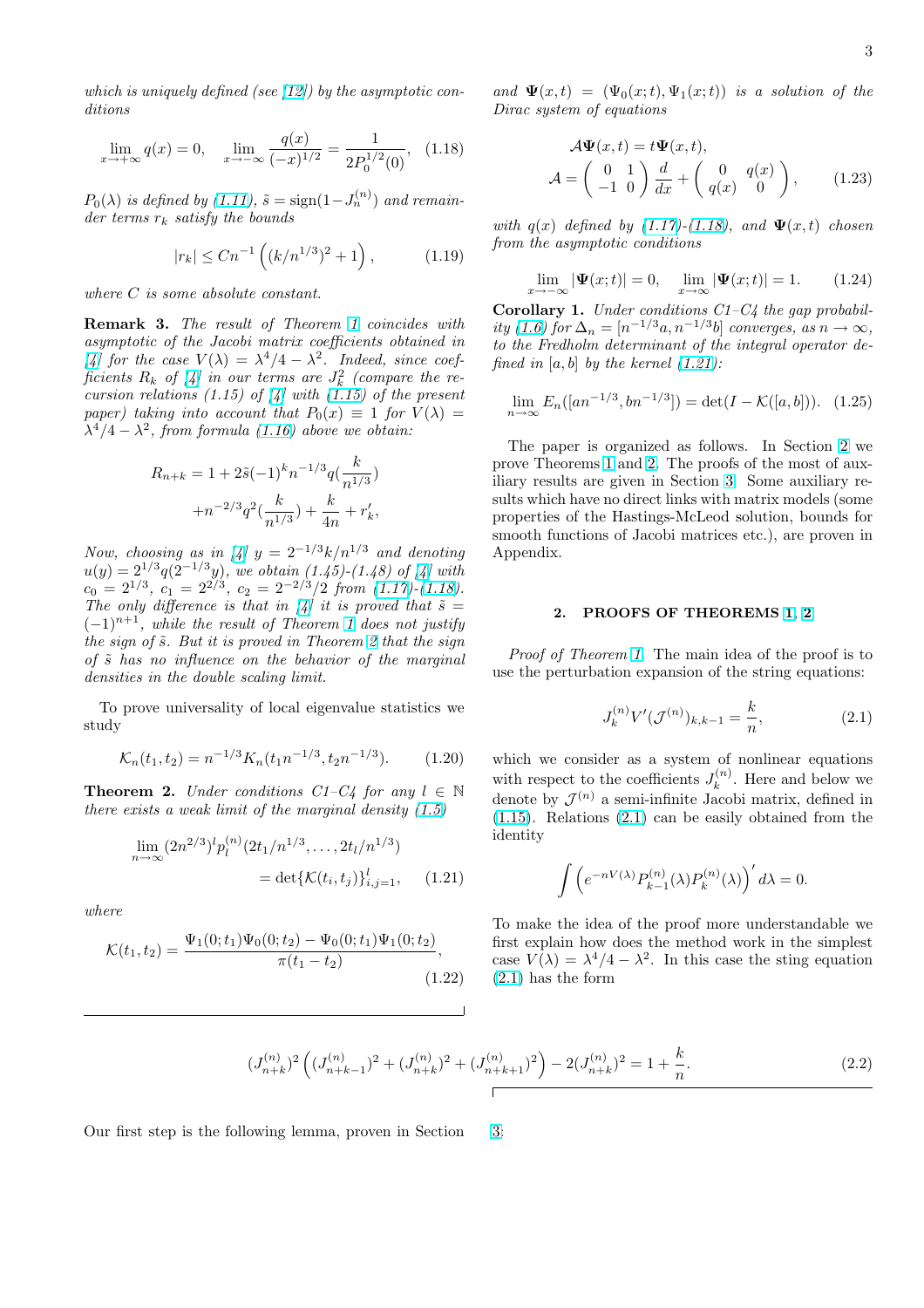*which is uniquely defined (see [12]) by the asymptotic conditions*

$$\lim_{x\to+\infty} q(x)=0, \quad \lim_{x\to-\infty}\frac{q(x)}{(-x)^{1/2}}=\frac{1}{2P_0^{1/2}(0)}, \quad (1.18)$$

*$P_0(\lambda)$ is defined by (1.11), $\tilde{s}=\mathrm{sign}(1-J_n^{(n)})$ and remainder terms $r_k$ satisfy the bounds*

$$|r_k|\le Cn^{-1}\left((k/n^{1/3})^2+1\right), \quad (1.19)$$

*where $C$ is some absolute constant.*

**Remark 3.** *The result of Theorem 1 coincides with asymptotic of the Jacobi matrix coefficients obtained in [4] for the case $V(\lambda)=\lambda^4/4-\lambda^2$. Indeed, since coefficients $R_k$ of [4] in our terms are $J_k^2$ (compare the recursion relations (1.15) of [4] with (1.15) of the present paper) taking into account that $P_0(x)\equiv 1$ for $V(\lambda)=\lambda^4/4-\lambda^2$, from formula (1.16) above we obtain:*

$$R_{n+k}=1+2\tilde{s}(-1)^k n^{-1/3}q(\frac{k}{n^{1/3}}) +n^{-2/3}q^2(\frac{k}{n^{1/3}})+\frac{k}{4n}+r_k',$$

*Now, choosing as in [4] $y=2^{-1/3}k/n^{1/3}$ and denoting $u(y)=2^{1/3}q(2^{-1/3}y)$, we obtain (1.45)-(1.48) of [4] with $c_0=2^{1/3}$, $c_1=2^{2/3}$, $c_2=2^{-2/3}/2$ from (1.17)-(1.18). The only difference is that in [4] it is proved that $\tilde{s}=(-1)^{n+1}$, while the result of Theorem 1 does not justify the sign of $\tilde{s}$. But it is proved in Theorem 2 that the sign of $\tilde{s}$ has no influence on the behavior of the marginal densities in the double scaling limit.*

To prove universality of local eigenvalue statistics we study

$$\mathcal{K}_n(t_1,t_2)=n^{-1/3}K_n(t_1 n^{-1/3},t_2 n^{-1/3}). \quad (1.20)$$

**Theorem 2.** *Under conditions C1–C4 for any $l\in\mathbb{N}$ there exists a weak limit of the marginal density (1.5)*

$$\lim_{n\to\infty}(2n^{2/3})^l p_l^{(n)}(2t_1/n^{1/3},\dots,2t_l/n^{1/3}) =\det\{\mathcal{K}(t_i,t_j)\}_{i,j=1}^l, \quad (1.21)$$

*where*

$$\mathcal{K}(t_1,t_2)=\frac{\Psi_1(0;t_1)\Psi_0(0;t_2)-\Psi_0(0;t_1)\Psi_1(0;t_2)}{\pi(t_1-t_2)}, \quad (1.22)$$

*and $\mathbf{\Psi}(x,t)=(\Psi_0(x;t),\Psi_1(x;t))$ is a solution of the Dirac system of equations*

$$\mathcal{A}\mathbf{\Psi}(x,t)=t\mathbf{\Psi}(x,t),$$
$$\mathcal{A}=\begin{pmatrix}0&1\\-1&0\end{pmatrix}\frac{d}{dx}+\begin{pmatrix}0&q(x)\\q(x)&0\end{pmatrix}, \quad (1.23)$$

*with $q(x)$ defined by (1.17)-(1.18), and $\mathbf{\Psi}(x,t)$ chosen from the asymptotic conditions*

$$\lim_{x\to-\infty}|\mathbf{\Psi}(x;t)|=0, \quad \lim_{x\to\infty}|\mathbf{\Psi}(x;t)|=1. \quad (1.24)$$

**Corollary 1.** *Under conditions C1–C4 the gap probability (1.6) for $\Delta_n=[n^{-1/3}a,n^{-1/3}b]$ converges, as $n\to\infty$, to the Fredholm determinant of the integral operator defined in $[a,b]$ by the kernel (1.21):*

$$\lim_{n\to\infty}E_n([an^{-1/3},bn^{-1/3}])=\det(I-\mathcal{K}([a,b])). \quad (1.25)$$

The paper is organized as follows. In Section 2 we prove Theorems 1 and 2. The proofs of the most of auxiliary results are given in Section 3. Some auxiliary results which have no direct links with matrix models (some properties of the Hastings-McLeod solution, bounds for smooth functions of Jacobi matrices etc.), are proven in Appendix.

## 2. PROOFS OF THEOREMS 1, 2

*Proof of Theorem 1.* The main idea of the proof is to use the perturbation expansion of the string equations:

$$J_k^{(n)}V'(\mathcal{J}^{(n)})_{k,k-1}=\frac{k}{n}, \quad (2.1)$$

which we consider as a system of nonlinear equations with respect to the coefficients $J_k^{(n)}$. Here and below we denote by $\mathcal{J}^{(n)}$ a semi-infinite Jacobi matrix, defined in (1.15). Relations (2.1) can be easily obtained from the identity

$$\int\left(e^{-nV(\lambda)}P_{k-1}^{(n)}(\lambda)P_k^{(n)}(\lambda)\right)'d\lambda=0.$$

To make the idea of the proof more understandable we first explain how does the method work in the simplest case $V(\lambda)=\lambda^4/4-\lambda^2$. In this case the sting equation (2.1) has the form

$$(J_{n+k}^{(n)})^2\left((J_{n+k-1}^{(n)})^2+(J_{n+k}^{(n)})^2+(J_{n+k+1}^{(n)})^2\right)-2(J_{n+k}^{(n)})^2=1+\frac{k}{n}. \quad (2.2)$$

Our first step is the following lemma, proven in Section 3: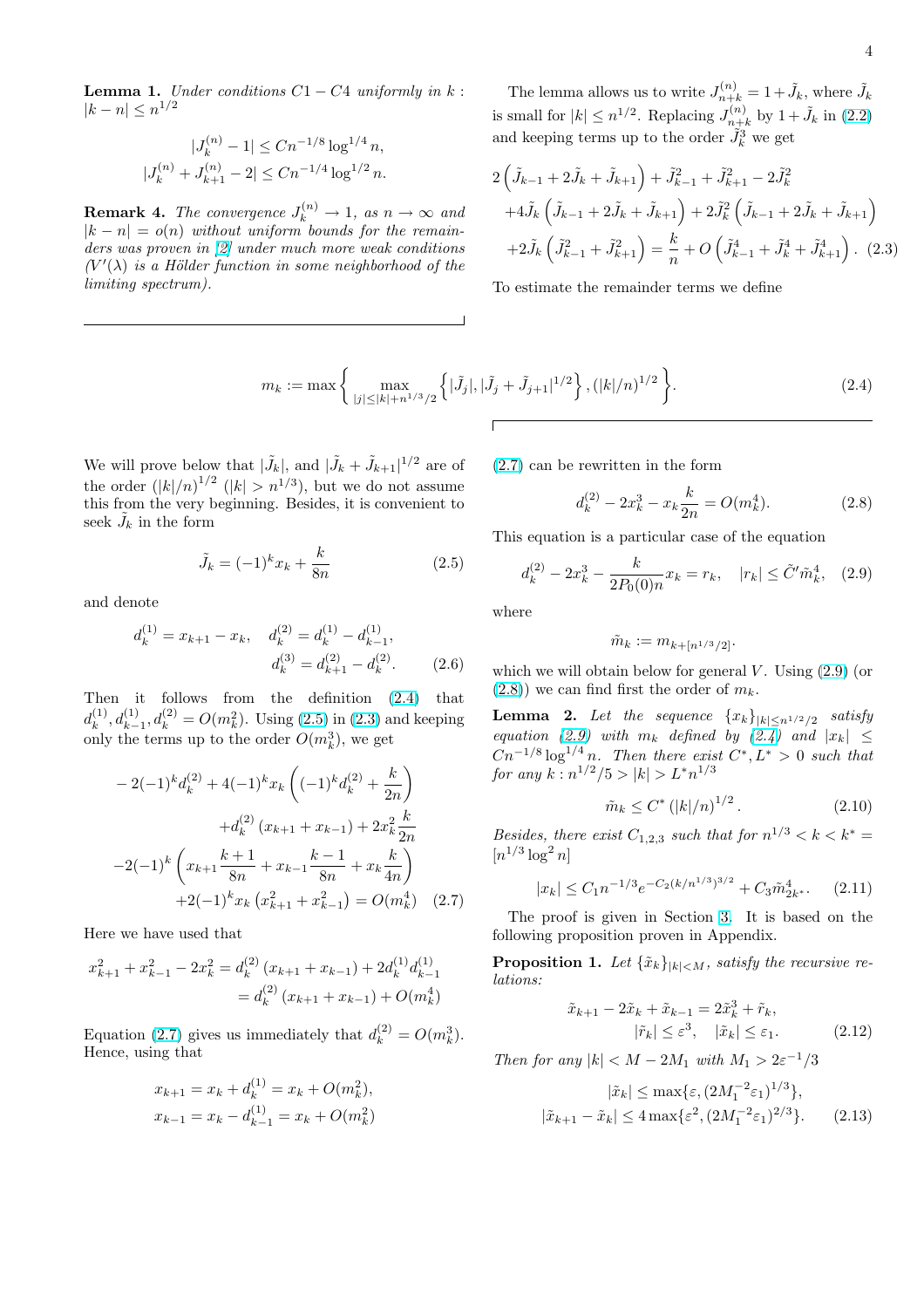**Lemma 1.** *Under conditions C1 − C4 uniformly in $k$ : $|k-n|\le n^{1/2}$*

$$|J_k^{(n)}-1|\le Cn^{-1/8}\log^{1/4} n,$$
$$|J_k^{(n)}+J_{k+1}^{(n)}-2|\le Cn^{-1/4}\log^{1/2} n.$$

**Remark 4.** *The convergence $J_k^{(n)}\to 1$, as $n\to\infty$ and $|k-n|=o(n)$ without uniform bounds for the remainders was proven in [2] under much more weak conditions ($V'(\lambda)$ is a Hölder function in some neighborhood of the limiting spectrum).*

The lemma allows us to write $J_{n+k}^{(n)}=1+\tilde J_k$, where $\tilde J_k$ is small for $|k|\le n^{1/2}$. Replacing $J_{n+k}^{(n)}$ by $1+\tilde J_k$ in (2.2) and keeping terms up to the order $\tilde J_k^3$ we get

$$\begin{aligned}
&2\left(\tilde J_{k-1}+2\tilde J_k+\tilde J_{k+1}\right)+\tilde J_{k-1}^2+\tilde J_{k+1}^2-2\tilde J_k^2\\
&+4\tilde J_k\left(\tilde J_{k-1}+2\tilde J_k+\tilde J_{k+1}\right)+2\tilde J_k^2\left(\tilde J_{k-1}+2\tilde J_k+\tilde J_{k+1}\right)\\
&+2\tilde J_k\left(\tilde J_{k-1}^2+\tilde J_{k+1}^2\right)=\frac{k}{n}+O\left(\tilde J_{k-1}^4+\tilde J_k^4+\tilde J_{k+1}^4\right). \quad (2.3)
\end{aligned}$$

To estimate the remainder terms we define

$$m_k:=\max\left\{\max_{|j|\le|k|+n^{1/3}/2}\left\{|\tilde J_j|,|\tilde J_j+\tilde J_{j+1}|^{1/2}\right\},(|k|/n)^{1/2}\right\}. \quad (2.4)$$

We will prove below that $|\tilde J_k|$, and $|\tilde J_k+\tilde J_{k+1}|^{1/2}$ are of the order $(|k|/n)^{1/2}$ ($|k|>n^{1/3}$), but we do not assume this from the very beginning. Besides, it is convenient to seek $\tilde J_k$ in the form

$$\tilde J_k=(-1)^kx_k+\frac{k}{8n} \quad (2.5)$$

and denote

$$d_k^{(1)}=x_{k+1}-x_k,\quad d_k^{(2)}=d_k^{(1)}-d_{k-1}^{(1)},\quad d_k^{(3)}=d_{k+1}^{(2)}-d_k^{(2)}. \quad (2.6)$$

Then it follows from the definition (2.4) that $d_k^{(1)},d_{k-1}^{(1)},d_k^{(2)}=O(m_k^2)$. Using (2.5) in (2.3) and keeping only the terms up to the order $O(m_k^3)$, we get

$$\begin{aligned}
&-2(-1)^kd_k^{(2)}+4(-1)^kx_k\left((-1)^kd_k^{(2)}+\frac{k}{2n}\right)\\
&+d_k^{(2)}\left(x_{k+1}+x_{k-1}\right)+2x_k^2\frac{k}{2n}\\
&-2(-1)^k\left(x_{k+1}\frac{k+1}{8n}+x_{k-1}\frac{k-1}{8n}+x_k\frac{k}{4n}\right)\\
&+2(-1)^kx_k\left(x_{k+1}^2+x_{k-1}^2\right)=O(m_k^4) \quad (2.7)
\end{aligned}$$

Here we have used that

$$\begin{aligned}
x_{k+1}^2+x_{k-1}^2-2x_k^2&=d_k^{(2)}\left(x_{k+1}+x_{k-1}\right)+2d_k^{(1)}d_{k-1}^{(1)}\\
&=d_k^{(2)}\left(x_{k+1}+x_{k-1}\right)+O(m_k^4)
\end{aligned}$$

Equation (2.7) gives us immediately that $d_k^{(2)}=O(m_k^3)$. Hence, using that

$$x_{k+1}=x_k+d_k^{(1)}=x_k+O(m_k^2),$$
$$x_{k-1}=x_k-d_{k-1}^{(1)}=x_k+O(m_k^2)$$

(2.7) can be rewritten in the form

$$d_k^{(2)}-2x_k^3-x_k\frac{k}{2n}=O(m_k^4). \quad (2.8)$$

This equation is a particular case of the equation

$$d_k^{(2)}-2x_k^3-\frac{k}{2P_0(0)n}x_k=r_k,\quad |r_k|\le\tilde C'\tilde m_k^4, \quad (2.9)$$

where

$$\tilde m_k:=m_{k+[n^{1/3}/2]}.$$

which we will obtain below for general $V$. Using (2.9) (or (2.8)) we can find first the order of $m_k$.

**Lemma 2.** *Let the sequence $\{x_k\}_{|k|\le n^{1/2}/2}$ satisfy equation (2.9) with $m_k$ defined by (2.4) and $|x_k|\le Cn^{-1/8}\log^{1/4}n$. Then there exist $C^*,L^*>0$ such that for any $k:n^{1/2}/5>|k|>L^*n^{1/3}$*

$$\tilde m_k\le C^*\left(|k|/n\right)^{1/2}. \quad (2.10)$$

*Besides, there exist $C_{1,2,3}$ such that for $n^{1/3}<k<k^*=[n^{1/3}\log^2 n]$*

$$|x_k|\le C_1n^{-1/3}e^{-C_2(k/n^{1/3})^{3/2}}+C_3\tilde m_{2k^*}^4. \quad (2.11)$$

The proof is given in Section 3. It is based on the following proposition proven in Appendix.

**Proposition 1.** *Let $\{\tilde x_k\}_{|k|<M}$, satisfy the recursive relations:*

$$\tilde x_{k+1}-2\tilde x_k+\tilde x_{k-1}=2\tilde x_k^3+\tilde r_k,$$
$$|\tilde r_k|\le\varepsilon^3,\quad |\tilde x_k|\le\varepsilon_1. \quad (2.12)$$

*Then for any $|k|<M-2M_1$ with $M_1>2\varepsilon^{-1}/3$*

$$|\tilde x_k|\le\max\{\varepsilon,(2M_1^{-2}\varepsilon_1)^{1/3}\},$$
$$|\tilde x_{k+1}-\tilde x_k|\le 4\max\{\varepsilon^2,(2M_1^{-2}\varepsilon_1)^{2/3}\}. \quad (2.13)$$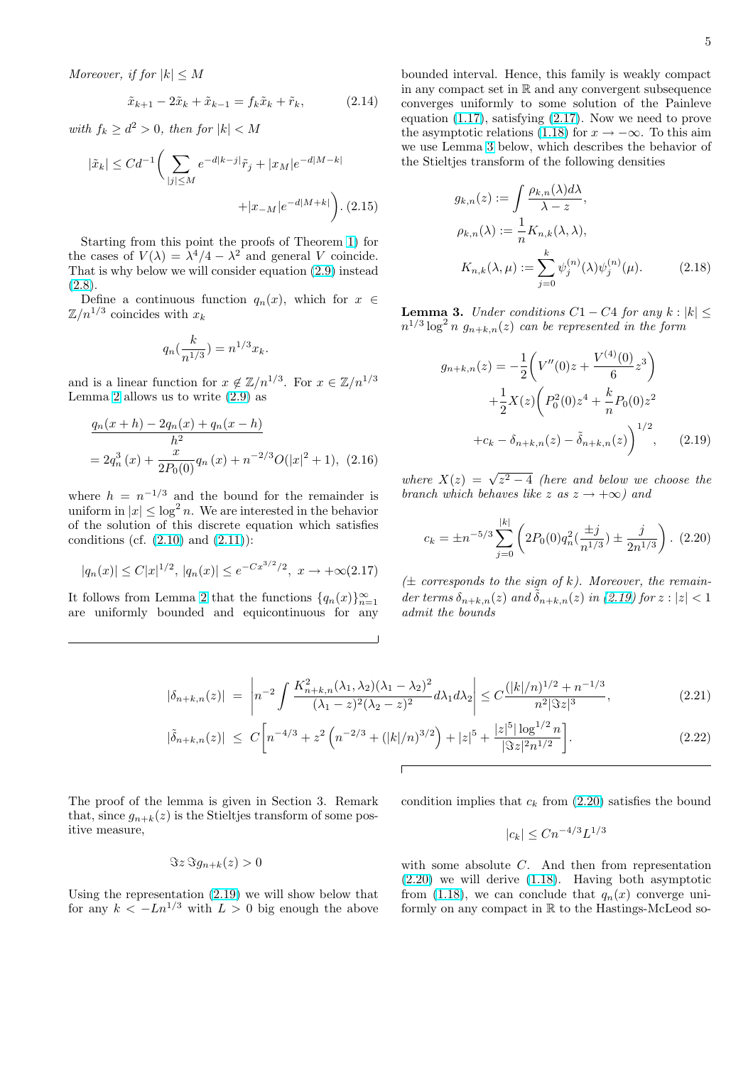*Moreover, if for* $|k| \le M$

$$\tilde{x}_{k+1} - 2\tilde{x}_k + \tilde{x}_{k-1} = f_k \tilde{x}_k + \tilde{r}_k, \tag{2.14}$$

*with* $f_k \ge d^2 > 0$*, then for* $|k| < M$

$$|\tilde{x}_k| \le C d^{-1} \bigg( \sum_{|j| \le M} e^{-d|k-j|} \tilde{r}_j + |x_M| e^{-d|M-k|} + |x_{-M}| e^{-d|M+k|} \bigg). \tag{2.15}$$

Starting from this point the proofs of Theorem 1) for the cases of $V(\lambda) = \lambda^4/4 - \lambda^2$ and general $V$ coincide. That is why below we will consider equation (2.9) instead (2.8).

Define a continuous function $q_n(x)$, which for $x \in \mathbb{Z}/n^{1/3}$ coincides with $x_k$

$$q_n(\frac{k}{n^{1/3}}) = n^{1/3} x_k.$$

and is a linear function for $x \notin \mathbb{Z}/n^{1/3}$. For $x \in \mathbb{Z}/n^{1/3}$ Lemma 2 allows us to write (2.9) as

$$\frac{q_n(x+h) - 2q_n(x) + q_n(x-h)}{h^2} = 2q_n^3(x) + \frac{x}{2P_0(0)} q_n(x) + n^{-2/3} O(|x|^2 + 1), \tag{2.16}$$

where $h = n^{-1/3}$ and the bound for the remainder is uniform in $|x| \le \log^2 n$. We are interested in the behavior of the solution of this discrete equation which satisfies conditions (cf. (2.10) and (2.11)):

$$|q_n(x)| \le C|x|^{1/2}, \; |q_n(x)| \le e^{-Cx^{3/2}/2}, \; x \to +\infty \tag{2.17}$$

It follows from Lemma 2 that the functions $\{q_n(x)\}_{n=1}^{\infty}$ are uniformly bounded and equicontinuous for any bounded interval. Hence, this family is weakly compact in any compact set in $\mathbb{R}$ and any convergent subsequence converges uniformly to some solution of the Painleve equation (1.17), satisfying (2.17). Now we need to prove the asymptotic relations (1.18) for $x \to -\infty$. To this aim we use Lemma 3 below, which describes the behavior of the Stieltjes transform of the following densities

$$g_{k,n}(z) := \int \frac{\rho_{k,n}(\lambda) d\lambda}{\lambda - z},$$
$$\rho_{k,n}(\lambda) := \frac{1}{n} K_{n,k}(\lambda, \lambda),$$
$$K_{n,k}(\lambda, \mu) := \sum_{j=0}^{k} \psi_j^{(n)}(\lambda) \psi_j^{(n)}(\mu). \tag{2.18}$$

**Lemma 3.** *Under conditions C1 − C4 for any* $k : |k| \le n^{1/3} \log^2 n$ $g_{n+k,n}(z)$ *can be represented in the form*

$$g_{n+k,n}(z) = -\frac{1}{2}\bigg( V''(0) z + \frac{V^{(4)}(0)}{6} z^3 \bigg) + \frac{1}{2} X(z) \bigg( P_0^2(0) z^4 + \frac{k}{n} P_0(0) z^2 + c_k - \delta_{n+k,n}(z) - \tilde{\delta}_{n+k,n}(z) \bigg)^{1/2}, \tag{2.19}$$

*where* $X(z) = \sqrt{z^2 - 4}$ *(here and below we choose the branch which behaves like* $z$ *as* $z \to +\infty$*) and*

$$c_k = \pm n^{-5/3} \sum_{j=0}^{|k|} \bigg( 2P_0(0) q_n^2(\frac{\pm j}{n^{1/3}}) \pm \frac{j}{2n^{1/3}} \bigg). \tag{2.20}$$

*(*$\pm$ *corresponds to the sign of* $k$*). Moreover, the remainder terms* $\delta_{n+k,n}(z)$ *and* $\tilde{\delta}_{n+k,n}(z)$ *in (2.19) for* $z : |z| < 1$ *admit the bounds*

$$|\delta_{n+k,n}(z)| = \bigg| n^{-2} \int \frac{K_{n+k,n}^2(\lambda_1, \lambda_2)(\lambda_1 - \lambda_2)^2}{(\lambda_1 - z)^2 (\lambda_2 - z)^2} d\lambda_1 d\lambda_2 \bigg| \le C \frac{(|k|/n)^{1/2} + n^{-1/3}}{n^2 |\Im z|^3}, \tag{2.21}$$

$$|\tilde{\delta}_{n+k,n}(z)| \le C \bigg[ n^{-4/3} + z^2 \Big( n^{-2/3} + (|k|/n)^{3/2} \Big) + |z|^5 + \frac{|z|^5 |\log^{1/2} n}{|\Im z|^2 n^{1/2}} \bigg]. \tag{2.22}$$

The proof of the lemma is given in Section 3. Remark that, since $g_{n+k}(z)$ is the Stieltjes transform of some positive measure,

$$\Im z \, \Im g_{n+k}(z) > 0$$

Using the representation (2.19) we will show below that for any $k < -Ln^{1/3}$ with $L > 0$ big enough the above condition implies that $c_k$ from (2.20) satisfies the bound

$$|c_k| \le C n^{-4/3} L^{1/3}$$

with some absolute $C$. And then from representation (2.20) we will derive (1.18). Having both asymptotic from (1.18), we can conclude that $q_n(x)$ converge uniformly on any compact in $\mathbb{R}$ to the Hastings-McLeod so-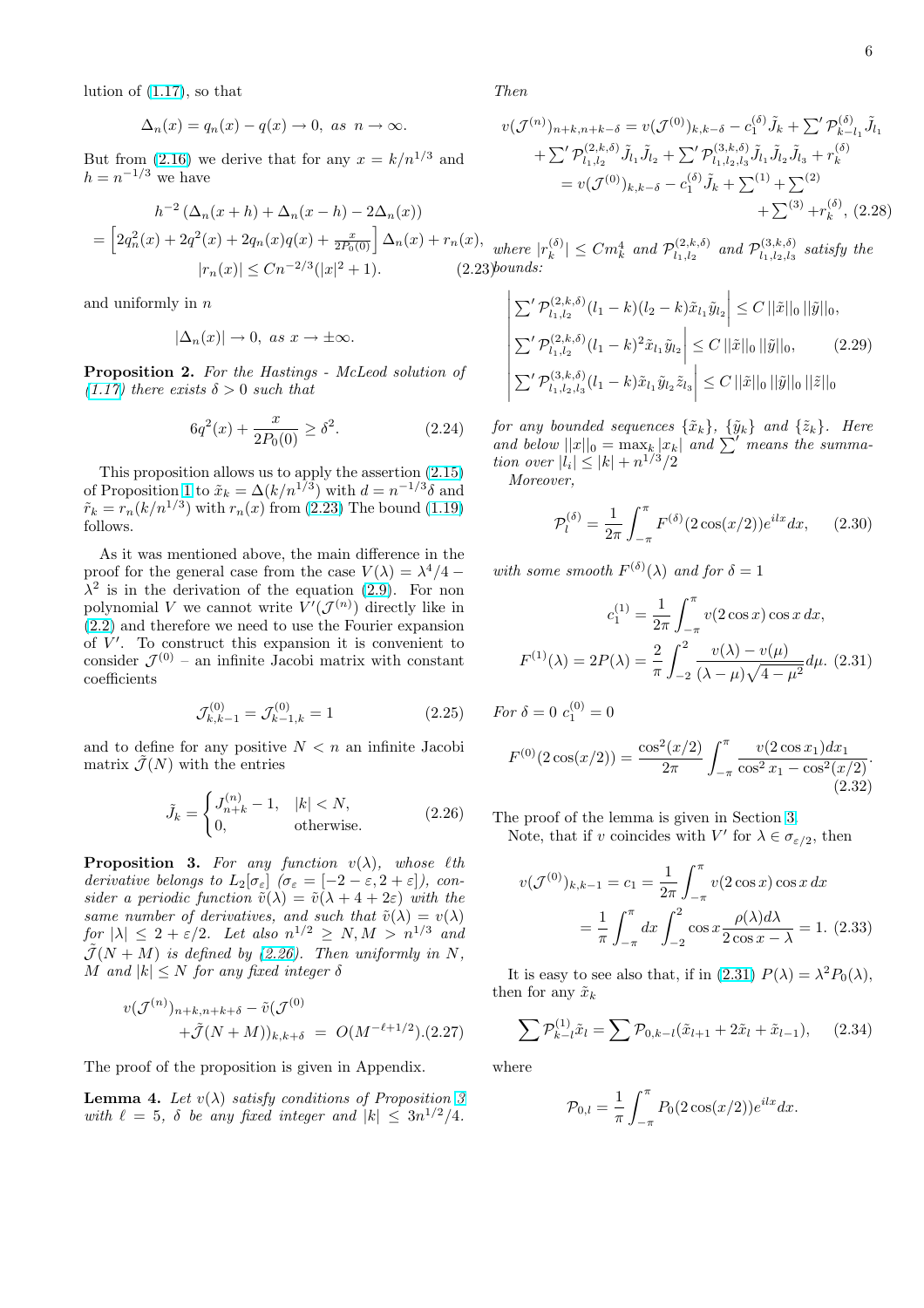lution of (1.17), so that

$$\Delta_n(x) = q_n(x) - q(x) \to 0, \;\; as \;\; n \to \infty.$$

But from (2.16) we derive that for any $x = k/n^{1/3}$ and $h = n^{-1/3}$ we have

$$h^{-2}\left(\Delta_n(x+h) + \Delta_n(x-h) - 2\Delta_n(x)\right)$$
$$= \left[2q_n^2(x) + 2q^2(x) + 2q_n(x)q(x) + \tfrac{x}{2P_0(0)}\right]\Delta_n(x) + r_n(x),$$
$$|r_n(x)| \le Cn^{-2/3}(|x|^2+1). \qquad (2.23)$$

and uniformly in $n$

$$|\Delta_n(x)| \to 0, \;\; as \;\; x \to \pm\infty.$$

**Proposition 2.** *For the Hastings - McLeod solution of (1.17) there exists $\delta > 0$ such that*

$$6q^2(x) + \frac{x}{2P_0(0)} \ge \delta^2. \qquad (2.24)$$

This proposition allows us to apply the assertion (2.15) of Proposition 1 to $\tilde{x}_k = \Delta(k/n^{1/3})$ with $d = n^{-1/3}\delta$ and $\tilde{r}_k = r_n(k/n^{1/3})$ with $r_n(x)$ from (2.23) The bound (1.19) follows.

As it was mentioned above, the main difference in the proof for the general case from the case $V(\lambda) = \lambda^4/4 - \lambda^2$ is in the derivation of the equation (2.9). For non polynomial $V$ we cannot write $V'(\mathcal{J}^{(n)})$ directly like in (2.2) and therefore we need to use the Fourier expansion of $V'$. To construct this expansion it is convenient to consider $\mathcal{J}^{(0)}$ – an infinite Jacobi matrix with constant coefficients

$$\mathcal{J}^{(0)}_{k,k-1} = \mathcal{J}^{(0)}_{k-1,k} = 1 \qquad (2.25)$$

and to define for any positive $N < n$ an infinite Jacobi matrix $\tilde{\mathcal{J}}(N)$ with the entries

$$\tilde{J}_k = \begin{cases} J^{(n)}_{n+k} - 1, & |k| < N, \\ 0, & \text{otherwise.} \end{cases} \qquad (2.26)$$

**Proposition 3.** *For any function $v(\lambda)$, whose $\ell$th derivative belongs to $L_2[\sigma_\varepsilon]$ ($\sigma_\varepsilon = [-2-\varepsilon, 2+\varepsilon]$), consider a periodic function $\tilde{v}(\lambda) = \tilde{v}(\lambda + 4 + 2\varepsilon)$ with the same number of derivatives, and such that $\tilde{v}(\lambda) = v(\lambda)$ for $|\lambda| \le 2 + \varepsilon/2$. Let also $n^{1/2} \ge N, M > n^{1/3}$ and $\tilde{\mathcal{J}}(N+M)$ is defined by (2.26). Then uniformly in $N$, $M$ and $|k| \le N$ for any fixed integer $\delta$*

$$v(\mathcal{J}^{(n)})_{n+k,n+k+\delta} - \tilde{v}(\mathcal{J}^{(0)} + \tilde{\mathcal{J}}(N+M))_{k,k+\delta} \;=\; O(M^{-\ell+1/2}). \qquad (2.27)$$

The proof of the proposition is given in Appendix.

**Lemma 4.** *Let $v(\lambda)$ satisfy conditions of Proposition 3 with $\ell = 5$, $\delta$ be any fixed integer and $|k| \le 3n^{1/2}/4$. Then*

$$v(\mathcal{J}^{(n)})_{n+k,n+k-\delta} = v(\mathcal{J}^{(0)})_{k,k-\delta} - c_1^{(\delta)}\tilde{J}_k + {\sum}'\mathcal{P}^{(\delta)}_{k-l_1}\tilde{J}_{l_1}$$
$$+ {\sum}'\mathcal{P}^{(2,k,\delta)}_{l_1,l_2}\tilde{J}_{l_1}\tilde{J}_{l_2} + {\sum}'\mathcal{P}^{(3,k,\delta)}_{l_1,l_2,l_3}\tilde{J}_{l_1}\tilde{J}_{l_2}\tilde{J}_{l_3} + r^{(\delta)}_k$$
$$= v(\mathcal{J}^{(0)})_{k,k-\delta} - c_1^{(\delta)}\tilde{J}_k + {\sum}^{(1)} + {\sum}^{(2)} + {\sum}^{(3)} + r^{(\delta)}_k, \qquad (2.28)$$

*where $|r^{(\delta)}_k| \le Cm_k^4$ and $\mathcal{P}^{(2,k,\delta)}_{l_1,l_2}$ and $\mathcal{P}^{(3,k,\delta)}_{l_1,l_2,l_3}$ satisfy the bounds:*

$$\begin{aligned}
\left|{\sum}'\mathcal{P}^{(2,k,\delta)}_{l_1,l_2}(l_1-k)(l_2-k)\tilde{x}_{l_1}\tilde{y}_{l_2}\right| &\le C\,||\tilde{x}||_0\,||\tilde{y}||_0, \\
\left|{\sum}'\mathcal{P}^{(2,k,\delta)}_{l_1,l_2}(l_1-k)^2\tilde{x}_{l_1}\tilde{y}_{l_2}\right| &\le C\,||\tilde{x}||_0\,||\tilde{y}||_0, \qquad (2.29) \\
\left|{\sum}'\mathcal{P}^{(3,k,\delta)}_{l_1,l_2,l_3}(l_1-k)\tilde{x}_{l_1}\tilde{y}_{l_2}\tilde{z}_{l_3}\right| &\le C\,||\tilde{x}||_0\,||\tilde{y}||_0\,||\tilde{z}||_0
\end{aligned}$$

*for any bounded sequences $\{\tilde{x}_k\}$, $\{\tilde{y}_k\}$ and $\{\tilde{z}_k\}$. Here and below $||x||_0 = \max_k |x_k|$ and ${\sum}'$ means the summation over $|l_i| \le |k| + n^{1/3}/2$*

*Moreover,*

$$\mathcal{P}^{(\delta)}_l = \frac{1}{2\pi}\int_{-\pi}^{\pi} F^{(\delta)}(2\cos(x/2))e^{ilx}dx, \qquad (2.30)$$

*with some smooth $F^{(\delta)}(\lambda)$ and for $\delta = 1$*

$$c_1^{(1)} = \frac{1}{2\pi}\int_{-\pi}^{\pi} v(2\cos x)\cos x\,dx,$$
$$F^{(1)}(\lambda) = 2P(\lambda) = \frac{2}{\pi}\int_{-2}^{2}\frac{v(\lambda) - v(\mu)}{(\lambda - \mu)\sqrt{4-\mu^2}}d\mu. \qquad (2.31)$$

*For $\delta = 0$ $c_1^{(0)} = 0$*

$$F^{(0)}(2\cos(x/2)) = \frac{\cos^2(x/2)}{2\pi}\int_{-\pi}^{\pi}\frac{v(2\cos x_1)dx_1}{\cos^2 x_1 - \cos^2(x/2)}. \qquad (2.32)$$

The proof of the lemma is given in Section 3.

Note, that if $v$ coincides with $V'$ for $\lambda \in \sigma_{\varepsilon/2}$, then

$$v(\mathcal{J}^{(0)})_{k,k-1} = c_1 = \frac{1}{2\pi}\int_{-\pi}^{\pi} v(2\cos x)\cos x\,dx$$
$$= \frac{1}{\pi}\int_{-\pi}^{\pi}dx\int_{-2}^{2}\cos x\frac{\rho(\lambda)d\lambda}{2\cos x - \lambda} = 1. \qquad (2.33)$$

It is easy to see also that, if in (2.31) $P(\lambda) = \lambda^2 P_0(\lambda)$, then for any $\tilde{x}_k$

$$\sum \mathcal{P}^{(1)}_{k-l}\tilde{x}_l = \sum \mathcal{P}_{0,k-l}(\tilde{x}_{l+1} + 2\tilde{x}_l + \tilde{x}_{l-1}), \qquad (2.34)$$

where

$$\mathcal{P}_{0,l} = \frac{1}{\pi}\int_{-\pi}^{\pi} P_0(2\cos(x/2))e^{ilx}dx.$$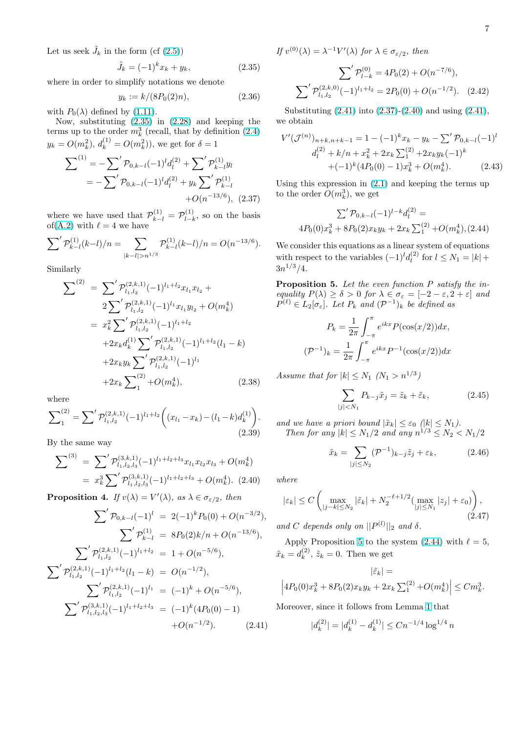Let us seek $\tilde{J}_k$ in the form (cf (2.5))

$$\tilde{J}_k = (-1)^k x_k + y_k, \tag{2.35}$$

where in order to simplify notations we denote

$$y_k := k/(8P_0(2)n), \tag{2.36}$$

with $P_0(\lambda)$ defined by (1.11).

Now, substituting (2.35) in (2.28) and keeping the terms up to the order $m_k^3$ (recall, that by definition (2.4) $y_k = O(m_k^2)$, $d_k^{(1)} = O(m_k^2)$), we get for $\delta = 1$

$$\begin{aligned}\sum\nolimits^{(1)} &= -\sum\nolimits' \mathcal{P}_{0,k-l}(-1)^l d_l^{(2)} + \sum\nolimits' \mathcal{P}^{(1)}_{k-l} y_l \\ &= -\sum\nolimits' \mathcal{P}_{0,k-l}(-1)^l d_l^{(2)} + y_k \sum\nolimits' \mathcal{P}^{(1)}_{k-l} \\ &\qquad + O(n^{-13/6}), \end{aligned} \tag{2.37}$$

where we have used that $\mathcal{P}^{(1)}_{k-l} = \mathcal{P}^{(1)}_{l-k}$, so on the basis of(A.2) with $\ell = 4$ we have

$$\sum\nolimits' \mathcal{P}^{(1)}_{k-l}(k-l)/n = \sum_{|k-l|>n^{1/3}} \mathcal{P}^{(1)}_{k-l}(k-l)/n = O(n^{-13/6}).$$

Similarly

$$\begin{aligned}\sum\nolimits^{(2)} &= \sum\nolimits' \mathcal{P}^{(2,k,1)}_{l_1,l_2}(-1)^{l_1+l_2} x_{l_1} x_{l_2} + \\ &\quad 2\sum\nolimits' \mathcal{P}^{(2,k,1)}_{l_1,l_2}(-1)^{l_1} x_{l_1} y_{l_2} + O(m_k^4) \\ &= x_k^2 \sum\nolimits' \mathcal{P}^{(2,k,1)}_{l_1,l_2}(-1)^{l_1+l_2} \\ &\quad + 2x_k d_k^{(1)} \sum\nolimits' \mathcal{P}^{(2,k,1)}_{l_1,l_2}(-1)^{l_1+l_2}(l_1-k) \\ &\quad + 2x_k y_k \sum\nolimits' \mathcal{P}^{(2,k,1)}_{l_1,l_2}(-1)^{l_1} \\ &\quad + 2x_k \sum\nolimits_1^{(2)} + O(m_k^4), \end{aligned} \tag{2.38}$$

where

$$\sum\nolimits_1^{(2)} = \sum\nolimits' \mathcal{P}^{(2,k,1)}_{l_1,l_2}(-1)^{l_1+l_2}\Big((x_{l_1}-x_k) - (l_1-k)d_k^{(1)}\Big). \tag{2.39}$$

By the same way

$$\begin{aligned}\sum\nolimits^{(3)} &= \sum\nolimits' \mathcal{P}^{(3,k,1)}_{l_1,l_2,l_3}(-1)^{l_1+l_2+l_3} x_{l_1} x_{l_2} x_{l_3} + O(m_k^4) \\ &= x_k^3 \sum\nolimits' \mathcal{P}^{(3,k,1)}_{l_1,l_2,l_3}(-1)^{l_1+l_2+l_3} + O(m_k^4). \end{aligned} \tag{2.40}$$

**Proposition 4.** *If $v(\lambda) = V'(\lambda)$, as $\lambda \in \sigma_{\varepsilon/2}$, then*

$$\begin{aligned}\sum\nolimits' \mathcal{P}_{0,k-l}(-1)^l &= 2(-1)^k P_0(0) + O(n^{-3/2}), \\ \sum\nolimits' \mathcal{P}^{(1)}_{k-l} &= 8P_0(2)k/n + O(n^{-13/6}), \\ \sum\nolimits' \mathcal{P}^{(2,k,1)}_{l_1,l_2}(-1)^{l_1+l_2} &= 1 + O(n^{-5/6}), \\ \sum\nolimits' \mathcal{P}^{(2,k,1)}_{l_1,l_2}(-1)^{l_1+l_2}(l_1-k) &= O(n^{-1/2}), \\ \sum\nolimits' \mathcal{P}^{(2,k,1)}_{l_1,l_2}(-1)^{l_1} &= (-1)^k + O(n^{-5/6}), \\ \sum\nolimits' \mathcal{P}^{(3,k,1)}_{l_1,l_2,l_3}(-1)^{l_1+l_2+l_3} &= (-1)^k(4P_0(0)-1) \\ &\quad + O(n^{-1/2}). \end{aligned} \tag{2.41}$$

*If $v^{(0)}(\lambda) = \lambda^{-1}V'(\lambda)$ for $\lambda \in \sigma_{\varepsilon/2}$, then*

$$\begin{aligned}\sum\nolimits' \mathcal{P}^{(0)}_{l-k} &= 4P_0(2) + O(n^{-7/6}), \\ \sum\nolimits' \mathcal{P}^{(2,k,0)}_{l_1,l_2}(-1)^{l_1+l_2} &= 2P_0(0) + O(n^{-1/2}). \end{aligned} \tag{2.42}$$

Substituting (2.41) into (2.37)-(2.40) and using (2.41), we obtain

$$\begin{aligned}V'(\mathcal{J}^{(n)})_{n+k,n+k-1} &= 1 - (-1)^k x_k - y_k - \sum\nolimits' \mathcal{P}_{0,k-l}(-1)^l \\ & d_l^{(2)} + k/n + x_k^2 + 2x_k \sum\nolimits_1^{(2)} + 2x_k y_k (-1)^k \\ & + (-1)^k(4P_0(0)-1)x_k^3 + O(m_k^4). \end{aligned} \tag{2.43}$$

Using this expression in (2.1) and keeping the terms up to the order $O(m_k^3)$, we get

$$\begin{aligned}&\sum\nolimits' \mathcal{P}_{0,k-l}(-1)^{l-k} d_l^{(2)} = \\ &4P_0(0)x_k^3 + 8P_0(2)x_k y_k + 2x_k \sum\nolimits_1^{(2)} + O(m_k^4), \end{aligned} \tag{2.44}$$

We consider this equations as a linear system of equations with respect to the variables $(-1)^l d_l^{(2)}$ for $l \le N_1 = |k| + 3n^{1/3}/4$.

**Proposition 5.** *Let the even function $P$ satisfy the inequality $P(\lambda) \ge \delta > 0$ for $\lambda \in \sigma_\varepsilon = [-2-\varepsilon, 2+\varepsilon]$ and $P^{(\ell)} \in L_2[\sigma_\varepsilon]$. Let $P_k$ and $(\mathcal{P}^{-1})_k$ be defined as*

$$\begin{aligned}P_k &= \frac{1}{2\pi}\int_{-\pi}^{\pi} e^{ikx} P(\cos(x/2))dx, \\ (\mathcal{P}^{-1})_k &= \frac{1}{2\pi}\int_{-\pi}^{\pi} e^{ikx} P^{-1}(\cos(x/2))dx \end{aligned}$$

*Assume that for $|k| \le N_1$ ($N_1 > n^{1/3}$)*

$$\sum_{|j|<N_1} P_{k-j}\tilde{x}_j = \tilde{z}_k + \tilde{\varepsilon}_k, \tag{2.45}$$

*and we have a priori bound $|\tilde{x}_k| \le \varepsilon_0$ ($|k| \le N_1$).*

*Then for any $|k| \le N_1/2$ and any $n^{1/3} \le N_2 < N_1/2$*

$$\tilde{x}_k = \sum_{|j|\le N_2} (\mathcal{P}^{-1})_{k-j}\tilde{z}_j + \varepsilon_k, \tag{2.46}$$

*where*

$$|\varepsilon_k| \le C\left(\max_{|j-k|\le N_2} |\tilde{\varepsilon}_k| + N_2^{-\ell+1/2}\big(\max_{|j|\le N_1} |z_j| + \varepsilon_0\big)\right), \tag{2.47}$$

*and $C$ depends only on $||P^{(l)}||_2$ and $\delta$.*

Apply Proposition 5 to the system (2.44) with $\ell = 5$, $\tilde{x}_k = d_k^{(2)}$, $\tilde{z}_k = 0$. Then we get

$$\begin{aligned}&|\tilde{\varepsilon}_k| = \\ &\left|4P_0(0)x_k^3 + 8P_0(2)x_k y_k + 2x_k \sum\nolimits_1^{(2)} + O(m_k^4)\right| \le Cm_k^3. \end{aligned}$$

Moreover, since it follows from Lemma 1 that

$$|d_k^{(2)}| = |d_k^{(1)} - d_k^{(1)}| \le Cn^{-1/4}\log^{1/4} n$$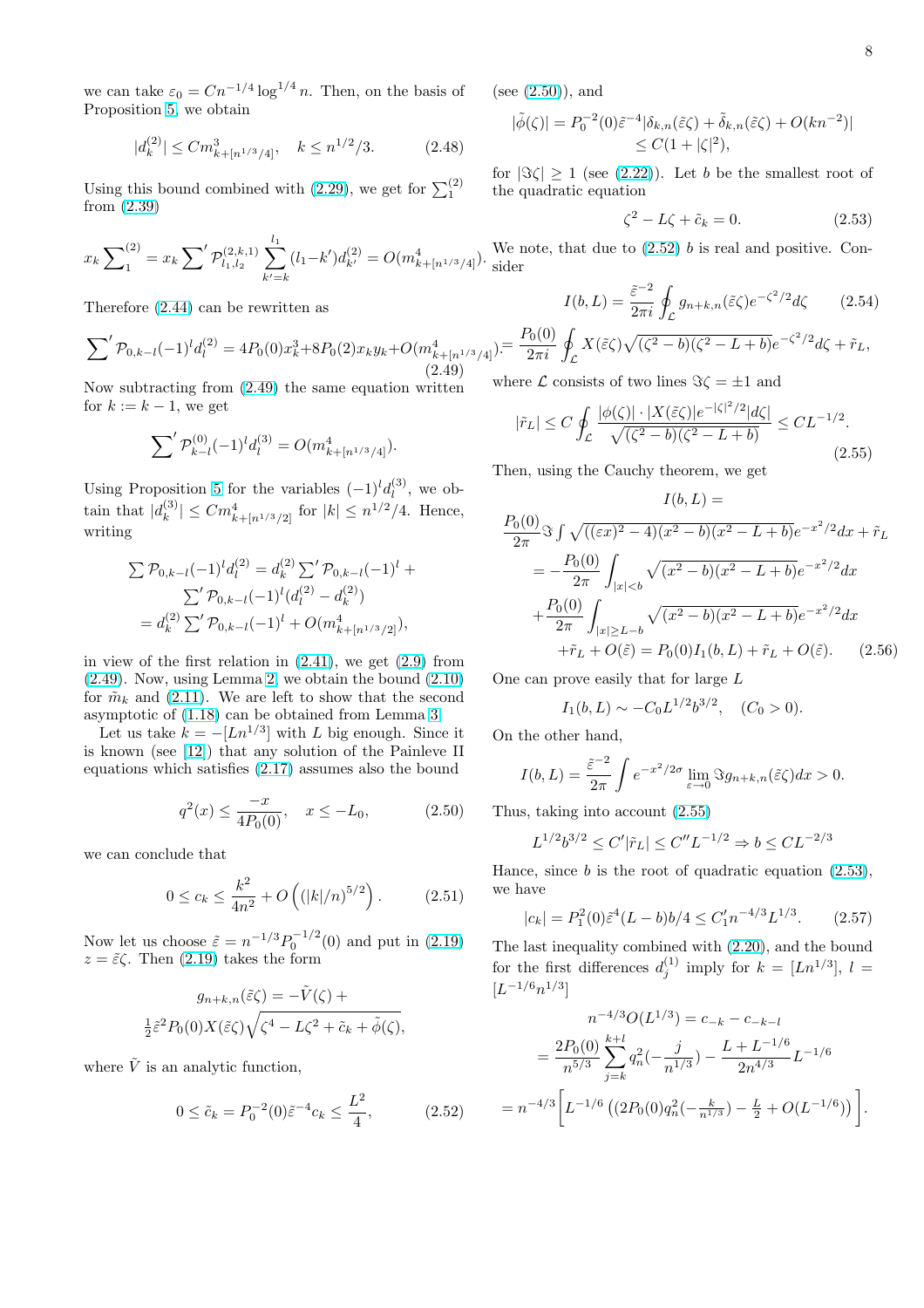we can take $\varepsilon_0 = Cn^{-1/4}\log^{1/4} n$. Then, on the basis of Proposition 5, we obtain

$$|d_k^{(2)}| \le Cm^3_{k+[n^{1/3}/4]}, \quad k \le n^{1/2}/3. \tag{2.48}$$

Using this bound combined with (2.29), we get for $\sum_1^{(2)}$ from (2.39)

$$x_k \sum\nolimits_1^{(2)} = x_k \sum\nolimits' \mathcal{P}^{(2,k,1)}_{l_1,l_2} \sum_{k'=k}^{l_1} (l_1 - k') d^{(2)}_{k'} = O(m^4_{k+[n^{1/3}/4]}).$$

Therefore (2.44) can be rewritten as

$$\sum\nolimits' \mathcal{P}_{0,k-l}(-1)^l d_l^{(2)} = 4P_0(0)x_k^3 + 8P_0(2)x_k y_k + O(m^4_{k+[n^{1/3}/4]}). \tag{2.49}$$

Now subtracting from (2.49) the same equation written for $k := k-1$, we get

$$\sum\nolimits' \mathcal{P}^{(0)}_{k-l}(-1)^l d_l^{(3)} = O(m^4_{k+[n^{1/3}/4]}).$$

Using Proposition 5 for the variables $(-1)^l d_l^{(3)}$, we obtain that $|d_k^{(3)}| \le Cm^4_{k+[n^{1/3}/2]}$ for $|k| \le n^{1/2}/4$. Hence, writing

$$\sum \mathcal{P}_{0,k-l}(-1)^l d_l^{(2)} = d_k^{(2)} \sum\nolimits' \mathcal{P}_{0,k-l}(-1)^l + \sum\nolimits' \mathcal{P}_{0,k-l}(-1)^l (d_l^{(2)} - d_k^{(2)})$$
$$= d_k^{(2)} \sum\nolimits' \mathcal{P}_{0,k-l}(-1)^l + O(m^4_{k+[n^{1/3}/2]}),$$

in view of the first relation in (2.41), we get (2.9) from (2.49). Now, using Lemma 2, we obtain the bound (2.10) for $\tilde{m}_k$ and (2.11). We are left to show that the second asymptotic of (1.18) can be obtained from Lemma 3.

Let us take $k = -[Ln^{1/3}]$ with $L$ big enough. Since it is known (see [12]) that any solution of the Painleve II equations which satisfies (2.17) assumes also the bound

$$q^2(x) \le \frac{-x}{4P_0(0)}, \quad x \le -L_0, \tag{2.50}$$

we can conclude that

$$0 \le c_k \le \frac{k^2}{4n^2} + O\left((|k|/n)^{5/2}\right). \tag{2.51}$$

Now let us choose $\tilde{\varepsilon} = n^{-1/3}P_0^{-1/2}(0)$ and put in (2.19) $z = \tilde{\varepsilon}\zeta$. Then (2.19) takes the form

$$g_{n+k,n}(\tilde{\varepsilon}\zeta) = -\tilde{V}(\zeta) + \tfrac{1}{2}\tilde{\varepsilon}^2 P_0(0) X(\tilde{\varepsilon}\zeta)\sqrt{\zeta^4 - L\zeta^2 + \tilde{c}_k + \tilde{\phi}(\zeta)},$$

where $\tilde{V}$ is an analytic function,

$$0 \le \tilde{c}_k = P_0^{-2}(0)\tilde{\varepsilon}^{-4} c_k \le \frac{L^2}{4}, \tag{2.52}$$

(see (2.50)), and

$$|\tilde{\phi}(\zeta)| = P_0^{-2}(0)\tilde{\varepsilon}^{-4}|\delta_{k,n}(\tilde{\varepsilon}\zeta) + \tilde{\delta}_{k,n}(\tilde{\varepsilon}\zeta) + O(kn^{-2})| \le C(1 + |\zeta|^2),$$

for $|\Im\zeta| \ge 1$ (see (2.22)). Let $b$ be the smallest root of the quadratic equation

$$\zeta^2 - L\zeta + \tilde{c}_k = 0. \tag{2.53}$$

We note, that due to (2.52) $b$ is real and positive. Consider

$$I(b, L) = \frac{\tilde{\varepsilon}^{-2}}{2\pi i}\oint_{\mathcal{L}} g_{n+k,n}(\tilde{\varepsilon}\zeta) e^{-\zeta^2/2} d\zeta \tag{2.54}$$
$$= \frac{P_0(0)}{2\pi i}\oint_{\mathcal{L}} X(\tilde{\varepsilon}\zeta)\sqrt{(\zeta^2 - b)(\zeta^2 - L + b)} e^{-\zeta^2/2} d\zeta + \tilde{r}_L,$$

where $\mathcal{L}$ consists of two lines $\Im\zeta = \pm 1$ and

$$|\tilde{r}_L| \le C\oint_{\mathcal{L}} \frac{|\phi(\zeta)| \cdot |X(\tilde{\varepsilon}\zeta)| e^{-|\zeta|^2/2}|d\zeta|}{\sqrt{(\zeta^2 - b)(\zeta^2 - L + b)}} \le CL^{-1/2}. \tag{2.55}$$

Then, using the Cauchy theorem, we get

$$I(b, L) =$$
$$\frac{P_0(0)}{2\pi}\Im\int\sqrt{((\varepsilon x)^2 - 4)(x^2 - b)(x^2 - L + b)} e^{-x^2/2} dx + \tilde{r}_L$$
$$= -\frac{P_0(0)}{2\pi}\int_{|x|<b}\sqrt{(x^2 - b)(x^2 - L + b)} e^{-x^2/2} dx$$
$$+ \frac{P_0(0)}{2\pi}\int_{|x| \ge L-b}\sqrt{(x^2 - b)(x^2 - L + b)} e^{-x^2/2} dx$$
$$+ \tilde{r}_L + O(\tilde{\varepsilon}) = P_0(0)I_1(b, L) + \tilde{r}_L + O(\tilde{\varepsilon}). \tag{2.56}$$

One can prove easily that for large $L$

$$I_1(b, L) \sim -C_0 L^{1/2} b^{3/2}, \quad (C_0 > 0).$$

On the other hand,

$$I(b, L) = \frac{\tilde{\varepsilon}^{-2}}{2\pi}\int e^{-x^2/2\sigma}\lim_{\varepsilon \to 0}\Im g_{n+k,n}(\tilde{\varepsilon}\zeta) dx > 0.$$

Thus, taking into account (2.55)

$$L^{1/2} b^{3/2} \le C'|\tilde{r}_L| \le C'' L^{-1/2} \Rightarrow b \le CL^{-2/3}$$

Hance, since $b$ is the root of quadratic equation (2.53), we have

$$|c_k| = P_1^2(0)\tilde{\varepsilon}^4 (L - b)b/4 \le C_1' n^{-4/3} L^{1/3}. \tag{2.57}$$

The last inequality combined with (2.20), and the bound for the first differences $d_j^{(1)}$ imply for $k = [Ln^{1/3}]$, $l = [L^{-1/6}n^{1/3}]$

$$n^{-4/3} O(L^{1/3}) = c_{-k} - c_{-k-l}$$
$$= \frac{2P_0(0)}{n^{5/3}}\sum_{j=k}^{k+l} q_n^2(-\frac{j}{n^{1/3}}) - \frac{L + L^{-1/6}}{2n^{4/3}} L^{-1/6}$$
$$= n^{-4/3}\left[L^{-1/6}\left((2P_0(0)q_n^2(-\tfrac{k}{n^{1/3}}) - \tfrac{L}{2} + O(L^{-1/6})\right)\right].$$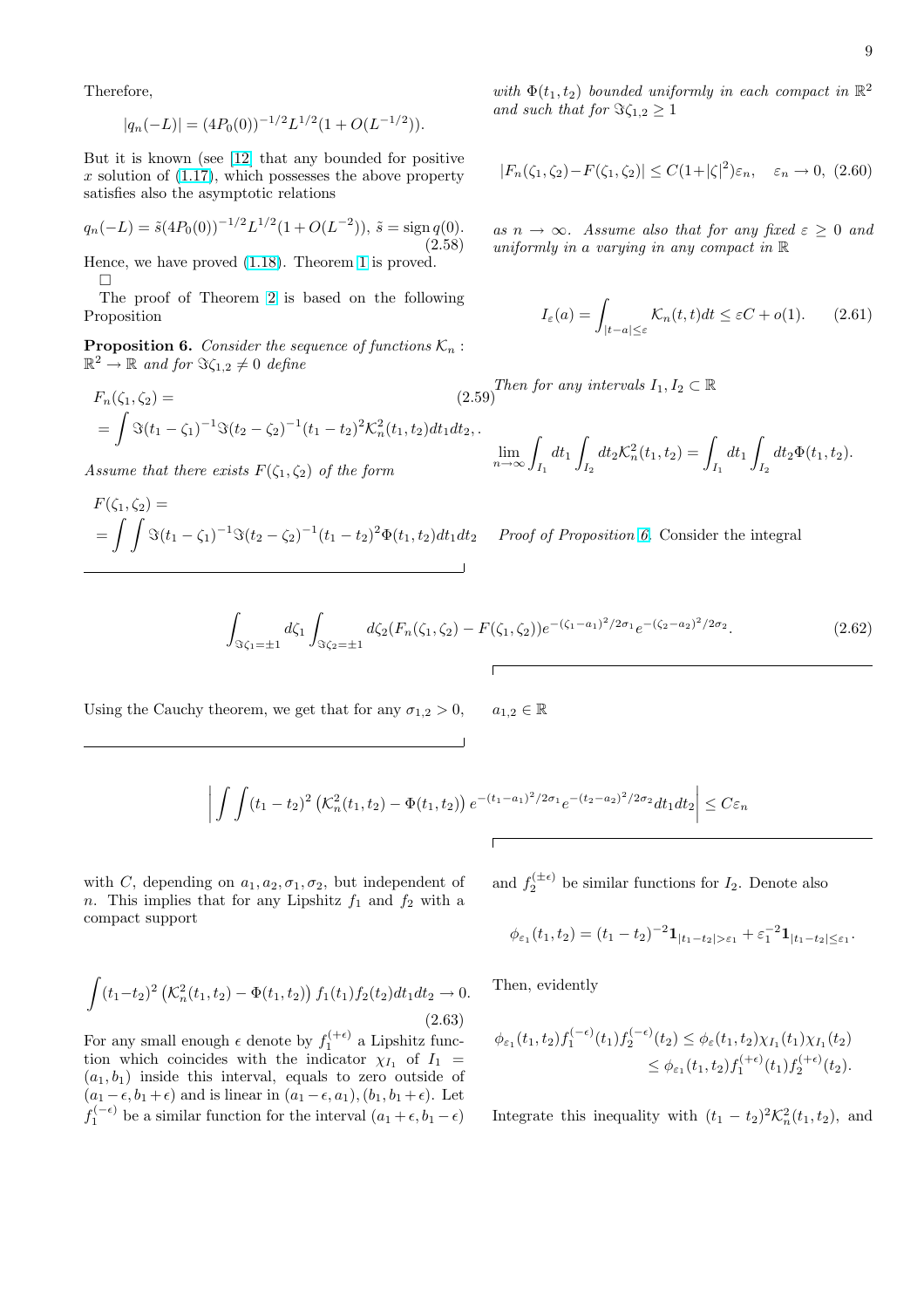Therefore,

$$|q_n(-L)| = (4P_0(0))^{-1/2}L^{1/2}(1 + O(L^{-1/2})).$$

But it is known (see [12] that any bounded for positive $x$ solution of (1.17), which possesses the above property satisfies also the asymptotic relations

$$q_n(-L) = \tilde{s}(4P_0(0))^{-1/2}L^{1/2}(1 + O(L^{-2})),\ \tilde{s} = \operatorname{sign} q(0). \tag{2.58}$$

Hence, we have proved (1.18). Theorem 1 is proved. □

The proof of Theorem 2 is based on the following Proposition

**Proposition 6.** *Consider the sequence of functions $\mathcal{K}_n : \mathbb{R}^2 \to \mathbb{R}$ and for $\Im\zeta_{1,2} \neq 0$ define*

$$F_n(\zeta_1, \zeta_2) = \tag{2.59}$$
$$= \int \Im(t_1 - \zeta_1)^{-1}\Im(t_2 - \zeta_2)^{-1}(t_1 - t_2)^2\mathcal{K}_n^2(t_1, t_2)dt_1dt_2,.$$

*Assume that there exists $F(\zeta_1, \zeta_2)$ of the form*

$$F(\zeta_1, \zeta_2) =$$
$$= \int\int \Im(t_1 - \zeta_1)^{-1}\Im(t_2 - \zeta_2)^{-1}(t_1 - t_2)^2\Phi(t_1, t_2)dt_1dt_2$$

*with $\Phi(t_1, t_2)$ bounded uniformly in each compact in $\mathbb{R}^2$ and such that for $\Im\zeta_{1,2} \geq 1$*

$$|F_n(\zeta_1, \zeta_2) - F(\zeta_1, \zeta_2)| \leq C(1 + |\zeta|^2)\varepsilon_n, \quad \varepsilon_n \to 0, \tag{2.60}$$

*as $n \to \infty$. Assume also that for any fixed $\varepsilon \geq 0$ and uniformly in a varying in any compact in $\mathbb{R}$*

$$I_\varepsilon(a) = \int_{|t-a|\leq\varepsilon} \mathcal{K}_n(t, t)dt \leq \varepsilon C + o(1). \tag{2.61}$$

*Then for any intervals $I_1, I_2 \subset \mathbb{R}$*

$$\lim_{n\to\infty} \int_{I_1} dt_1 \int_{I_2} dt_2\mathcal{K}_n^2(t_1, t_2) = \int_{I_1} dt_1 \int_{I_2} dt_2\Phi(t_1, t_2).$$

*Proof of Proposition 6.* Consider the integral

$$\int_{\Im\zeta_1=\pm1} d\zeta_1 \int_{\Im\zeta_2=\pm1} d\zeta_2(F_n(\zeta_1, \zeta_2) - F(\zeta_1, \zeta_2))e^{-(\zeta_1-a_1)^2/2\sigma_1}e^{-(\zeta_2-a_2)^2/2\sigma_2}. \tag{2.62}$$

Using the Cauchy theorem, we get that for any $\sigma_{1,2} > 0, \quad a_{1,2} \in \mathbb{R}$

$$\left|\int\int (t_1 - t_2)^2 \left(\mathcal{K}_n^2(t_1, t_2) - \Phi(t_1, t_2)\right) e^{-(t_1-a_1)^2/2\sigma_1}e^{-(t_2-a_2)^2/2\sigma_2}dt_1dt_2\right| \leq C\varepsilon_n$$

with $C$, depending on $a_1, a_2, \sigma_1, \sigma_2$, but independent of $n$. This implies that for any Lipshitz $f_1$ and $f_2$ with a compact support

$$\int(t_1 - t_2)^2 \left(\mathcal{K}_n^2(t_1, t_2) - \Phi(t_1, t_2)\right) f_1(t_1)f_2(t_2)dt_1dt_2 \to 0. \tag{2.63}$$

For any small enough $\epsilon$ denote by $f_1^{(+\epsilon)}$ a Lipshitz function which coincides with the indicator $\chi_{I_1}$ of $I_1 = (a_1, b_1)$ inside this interval, equals to zero outside of $(a_1 - \epsilon, b_1 + \epsilon)$ and is linear in $(a_1 - \epsilon, a_1), (b_1, b_1 + \epsilon)$. Let $f_1^{(-\epsilon)}$ be a similar function for the interval $(a_1 + \epsilon, b_1 - \epsilon)$ and $f_2^{(\pm\epsilon)}$ be similar functions for $I_2$. Denote also

$$\phi_{\varepsilon_1}(t_1, t_2) = (t_1 - t_2)^{-2}\mathbf{1}_{|t_1-t_2|>\varepsilon_1} + \varepsilon_1^{-2}\mathbf{1}_{|t_1-t_2|\leq\varepsilon_1}.$$

Then, evidently

$$\phi_{\varepsilon_1}(t_1, t_2)f_1^{(-\epsilon)}(t_1)f_2^{(-\epsilon)}(t_2) \leq \phi_\varepsilon(t_1, t_2)\chi_{I_1}(t_1)\chi_{I_1}(t_2)$$
$$\leq \phi_{\varepsilon_1}(t_1, t_2)f_1^{(+\epsilon)}(t_1)f_2^{(+\epsilon)}(t_2).$$

Integrate this inequality with $(t_1 - t_2)^2\mathcal{K}_n^2(t_1, t_2)$, and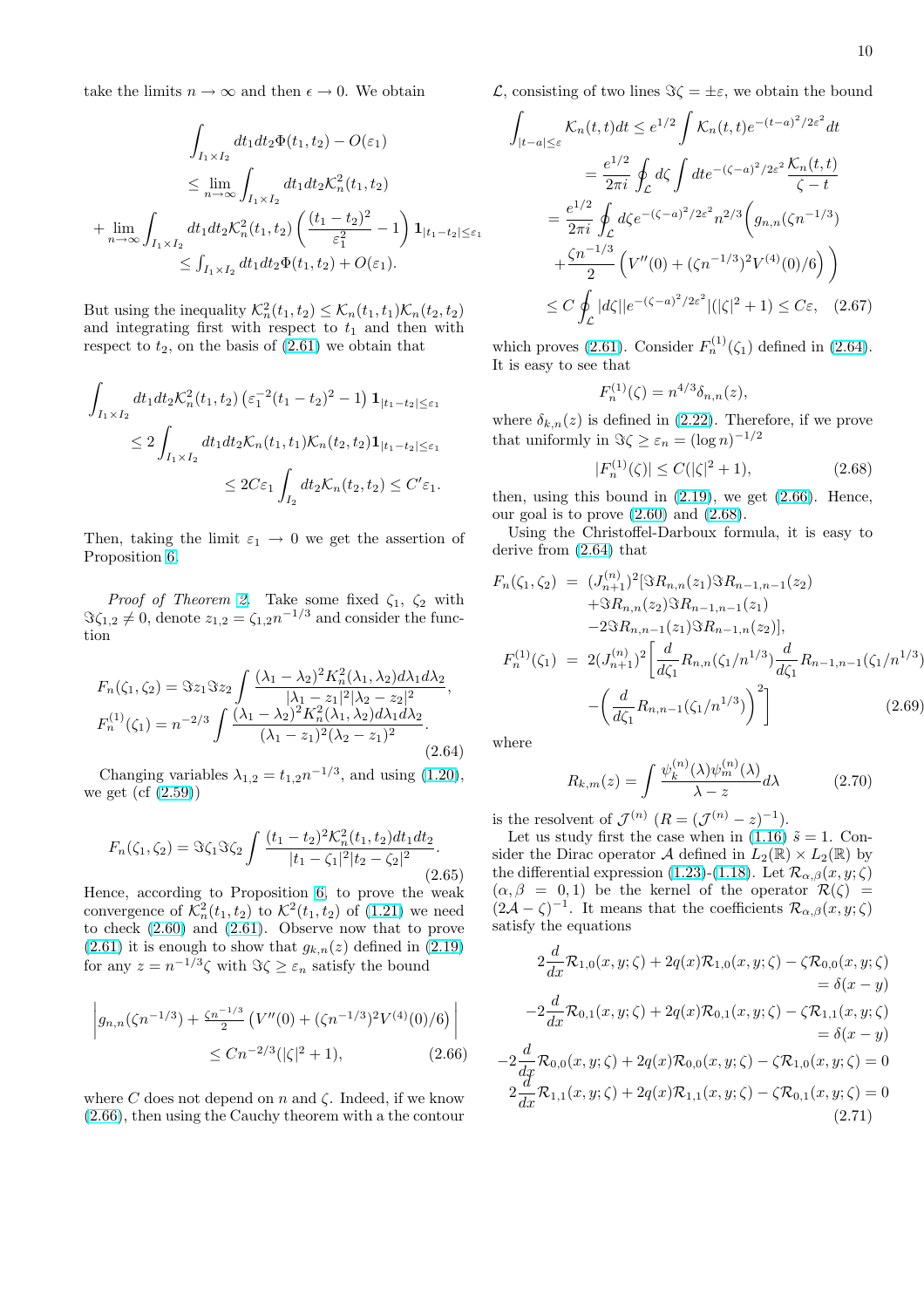take the limits $n \to \infty$ and then $\epsilon \to 0$. We obtain

$$
\begin{aligned}
\int_{I_1\times I_2} & dt_1 dt_2 \Phi(t_1,t_2) - O(\varepsilon_1) \\
&\le \lim_{n\to\infty}\int_{I_1\times I_2} dt_1 dt_2 \mathcal{K}_n^2(t_1,t_2) \\
+ \lim_{n\to\infty}\int_{I_1\times I_2} & dt_1 dt_2 \mathcal{K}_n^2(t_1,t_2)\left(\frac{(t_1-t_2)^2}{\varepsilon_1^2}-1\right)\mathbf{1}_{|t_1-t_2|\le\varepsilon_1} \\
&\le \int_{I_1\times I_2} dt_1 dt_2 \Phi(t_1,t_2) + O(\varepsilon_1).
\end{aligned}
$$

But using the inequality $\mathcal{K}_n^2(t_1,t_2)\le \mathcal{K}_n(t_1,t_1)\mathcal{K}_n(t_2,t_2)$ and integrating first with respect to $t_1$ and then with respect to $t_2$, on the basis of (2.61) we obtain that

$$
\begin{aligned}
\int_{I_1\times I_2} & dt_1 dt_2 \mathcal{K}_n^2(t_1,t_2)\left(\varepsilon_1^{-2}(t_1-t_2)^2-1\right)\mathbf{1}_{|t_1-t_2|\le\varepsilon_1} \\
&\le 2\int_{I_1\times I_2} dt_1 dt_2 \mathcal{K}_n(t_1,t_1)\mathcal{K}_n(t_2,t_2)\mathbf{1}_{|t_1-t_2|\le\varepsilon_1} \\
&\le 2C\varepsilon_1 \int_{I_2} dt_2 \mathcal{K}_n(t_2,t_2) \le C'\varepsilon_1.
\end{aligned}
$$

Then, taking the limit $\varepsilon_1\to 0$ we get the assertion of Proposition 6.

*Proof of Theorem 2.* Take some fixed $\zeta_1$, $\zeta_2$ with $\Im\zeta_{1,2}\ne 0$, denote $z_{1,2}=\zeta_{1,2}n^{-1/3}$ and consider the function

$$
\begin{aligned}
F_n(\zeta_1,\zeta_2) &= \Im z_1 \Im z_2 \int \frac{(\lambda_1-\lambda_2)^2 K_n^2(\lambda_1,\lambda_2)d\lambda_1 d\lambda_2}{|\lambda_1-z_1|^2|\lambda_2-z_2|^2}, \\
F_n^{(1)}(\zeta_1) &= n^{-2/3}\int \frac{(\lambda_1-\lambda_2)^2 K_n^2(\lambda_1,\lambda_2)d\lambda_1 d\lambda_2}{(\lambda_1-z_1)^2(\lambda_2-z_1)^2}.
\end{aligned}
\tag{2.64}
$$

Changing variables $\lambda_{1,2}=t_{1,2}n^{-1/3}$, and using (1.20), we get (cf (2.59))

$$
F_n(\zeta_1,\zeta_2) = \Im\zeta_1\Im\zeta_2 \int \frac{(t_1-t_2)^2\mathcal{K}_n^2(t_1,t_2)dt_1 dt_2}{|t_1-\zeta_1|^2|t_2-\zeta_2|^2}.
\tag{2.65}
$$

Hence, according to Proposition 6, to prove the weak convergence of $\mathcal{K}_n^2(t_1,t_2)$ to $\mathcal{K}^2(t_1,t_2)$ of (1.21) we need to check (2.60) and (2.61). Observe now that to prove (2.61) it is enough to show that $g_{k,n}(z)$ defined in (2.19) for any $z=n^{-1/3}\zeta$ with $\Im\zeta\ge\varepsilon_n$ satisfy the bound

$$
\left| g_{n,n}(\zeta n^{-1/3}) + \frac{\zeta n^{-1/3}}{2}\left(V''(0)+(\zeta n^{-1/3})^2 V^{(4)}(0)/6\right)\right| \le Cn^{-2/3}(|\zeta|^2+1),
\tag{2.66}
$$

where $C$ does not depend on $n$ and $\zeta$. Indeed, if we know (2.66), then using the Cauchy theorem with a the contour $\mathcal{L}$, consisting of two lines $\Im\zeta=\pm\varepsilon$, we obtain the bound

$$
\begin{aligned}
\int_{|t-a|\le\varepsilon} \mathcal{K}_n(t,t)dt &\le e^{1/2}\int \mathcal{K}_n(t,t)e^{-(t-a)^2/2\varepsilon^2}dt \\
&= \frac{e^{1/2}}{2\pi i}\oint_{\mathcal{L}} d\zeta \int dt e^{-(\zeta-a)^2/2\varepsilon^2}\frac{\mathcal{K}_n(t,t)}{\zeta-t} \\
&= \frac{e^{1/2}}{2\pi i}\oint_{\mathcal{L}} d\zeta e^{-(\zeta-a)^2/2\varepsilon^2} n^{2/3}\Big(g_{n,n}(\zeta n^{-1/3}) \\
&\quad + \frac{\zeta n^{-1/3}}{2}\left(V''(0)+(\zeta n^{-1/3})^2 V^{(4)}(0)/6\right)\Big) \\
&\le C\oint_{\mathcal{L}} |d\zeta||e^{-(\zeta-a)^2/2\varepsilon^2}|(|\zeta|^2+1) \le C\varepsilon,
\end{aligned}
\tag{2.67}
$$

which proves (2.61). Consider $F_n^{(1)}(\zeta_1)$ defined in (2.64). It is easy to see that

$$
F_n^{(1)}(\zeta) = n^{4/3}\delta_{n,n}(z),
$$

where $\delta_{k,n}(z)$ is defined in (2.22). Therefore, if we prove that uniformly in $\Im\zeta\ge\varepsilon_n=(\log n)^{-1/2}$

$$
|F_n^{(1)}(\zeta)| \le C(|\zeta|^2+1),
\tag{2.68}
$$

then, using this bound in (2.19), we get (2.66). Hence, our goal is to prove (2.60) and (2.68).

Using the Christoffel-Darboux formula, it is easy to derive from (2.64) that

$$
\begin{aligned}
F_n(\zeta_1,\zeta_2) &= (J_{n+1}^{(n)})^2[\Im R_{n,n}(z_1)\Im R_{n-1,n-1}(z_2) \\
&\quad +\Im R_{n,n}(z_2)\Im R_{n-1,n-1}(z_1) \\
&\quad -2\Im R_{n,n-1}(z_1)\Im R_{n-1,n}(z_2)], \\
F_n^{(1)}(\zeta_1) &= 2(J_{n+1}^{(n)})^2\Big[\frac{d}{d\zeta_1}R_{n,n}(\zeta_1/n^{1/3})\frac{d}{d\zeta_1}R_{n-1,n-1}(\zeta_1/n^{1/3}) \\
&\quad -\Big(\frac{d}{d\zeta_1}R_{n,n-1}(\zeta_1/n^{1/3})\Big)^2\Big]
\end{aligned}
\tag{2.69}
$$

where

$$
R_{k,m}(z) = \int \frac{\psi_k^{(n)}(\lambda)\psi_m^{(n)}(\lambda)}{\lambda-z}d\lambda
\tag{2.70}
$$

is the resolvent of $\mathcal{J}^{(n)}$ ($R=(\mathcal{J}^{(n)}-z)^{-1}$).

Let us study first the case when in (1.16) $\tilde{s}=1$. Consider the Dirac operator $\mathcal{A}$ defined in $L_2(\mathbb{R})\times L_2(\mathbb{R})$ by the differential expression (1.23)-(1.18). Let $\mathcal{R}_{\alpha,\beta}(x,y;\zeta)$ ($\alpha,\beta=0,1$) be the kernel of the operator $\mathcal{R}(\zeta)=(2\mathcal{A}-\zeta)^{-1}$. It means that the coefficients $\mathcal{R}_{\alpha,\beta}(x,y;\zeta)$ satisfy the equations

$$
\begin{aligned}
2\frac{d}{dx}\mathcal{R}_{1,0}(x,y;\zeta)+2q(x)\mathcal{R}_{1,0}(x,y;\zeta)-\zeta\mathcal{R}_{0,0}(x,y;\zeta) &= \delta(x-y) \\
-2\frac{d}{dx}\mathcal{R}_{0,1}(x,y;\zeta)+2q(x)\mathcal{R}_{0,1}(x,y;\zeta)-\zeta\mathcal{R}_{1,1}(x,y;\zeta) &= \delta(x-y) \\
-2\frac{d}{dx}\mathcal{R}_{0,0}(x,y;\zeta)+2q(x)\mathcal{R}_{0,0}(x,y;\zeta)-\zeta\mathcal{R}_{1,0}(x,y;\zeta) &= 0 \\
2\frac{d}{dx}\mathcal{R}_{1,1}(x,y;\zeta)+2q(x)\mathcal{R}_{1,1}(x,y;\zeta)-\zeta\mathcal{R}_{0,1}(x,y;\zeta) &= 0
\end{aligned}
\tag{2.71}
$$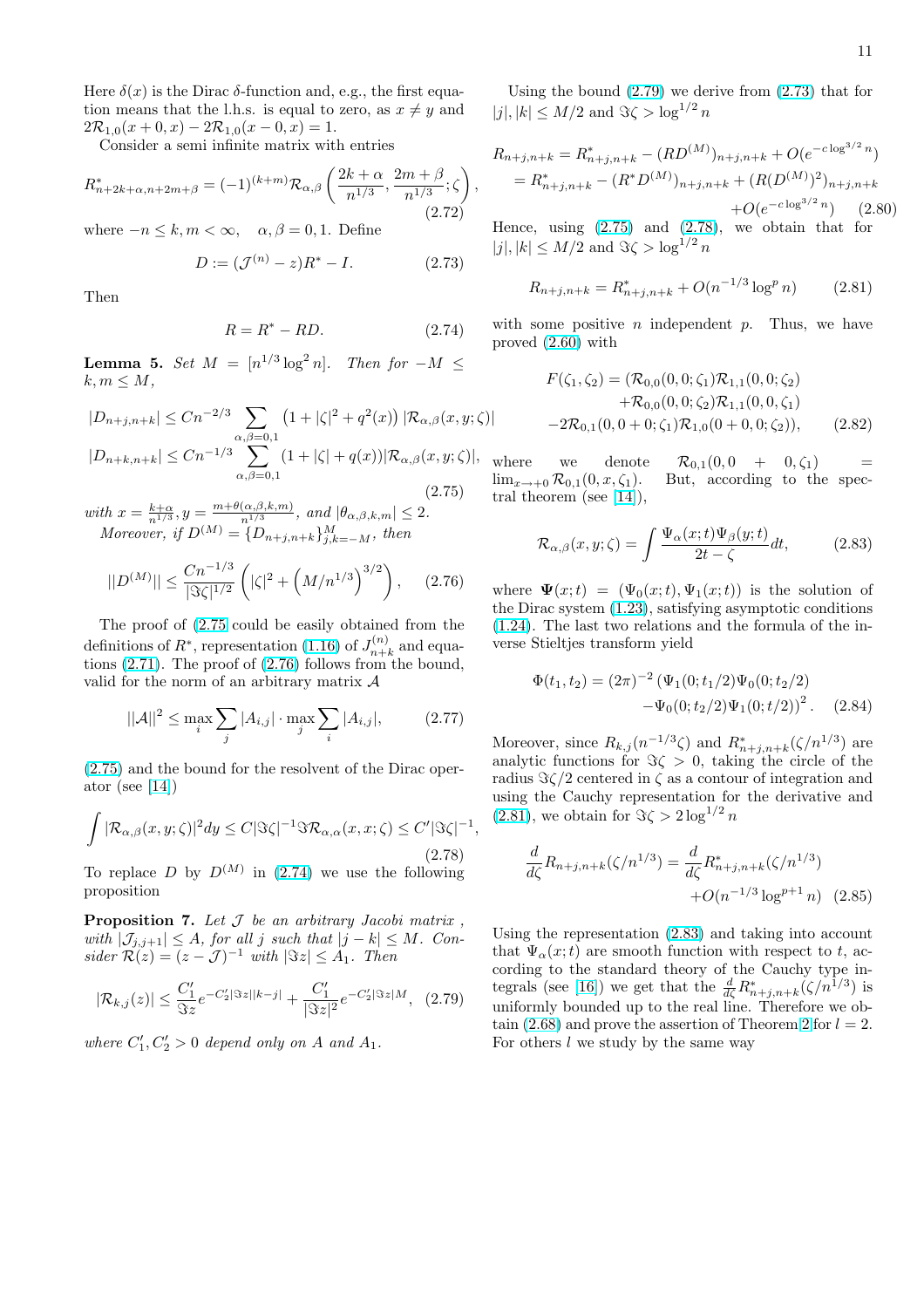Here $\delta(x)$ is the Dirac $\delta$-function and, e.g., the first equation means that the l.h.s. is equal to zero, as $x \neq y$ and $2\mathcal{R}_{1,0}(x+0,x) - 2\mathcal{R}_{1,0}(x-0,x) = 1$.

Consider a semi infinite matrix with entries

$$R^*_{n+2k+\alpha,n+2m+\beta} = (-1)^{(k+m)}\mathcal{R}_{\alpha,\beta}\left(\frac{2k+\alpha}{n^{1/3}},\frac{2m+\beta}{n^{1/3}};\zeta\right), \tag{2.72}$$

where $-n \le k, m < \infty$, $\alpha, \beta = 0, 1$. Define

$$D := (\mathcal{J}^{(n)} - z)R^* - I. \tag{2.73}$$

Then

$$R = R^* - RD. \tag{2.74}$$

**Lemma 5.** *Set $M = [n^{1/3}\log^2 n]$. Then for $-M \le k, m \le M$,*

$$\begin{aligned}|D_{n+j,n+k}| &\le Cn^{-2/3}\sum_{\alpha,\beta=0,1}\left(1+|\zeta|^2+q^2(x)\right)|\mathcal{R}_{\alpha,\beta}(x,y;\zeta)|\\ |D_{n+k,n+k}| &\le Cn^{-1/3}\sum_{\alpha,\beta=0,1}(1+|\zeta|+q(x))|\mathcal{R}_{\alpha,\beta}(x,y;\zeta)|,\end{aligned} \tag{2.75}$$

*with $x = \frac{k+\alpha}{n^{1/3}}, y = \frac{m+\theta(\alpha,\beta,k,m)}{n^{1/3}}$, and $|\theta_{\alpha,\beta,k,m}| \le 2$.*
*Moreover, if $D^{(M)} = \{D_{n+j,n+k}\}_{j,k=-M}^{M}$, then*

$$||D^{(M)}|| \le \frac{Cn^{-1/3}}{|\Im\zeta|^{1/2}}\left(|\zeta|^2 + \left(M/n^{1/3}\right)^{3/2}\right), \tag{2.76}$$

The proof of (2.75 could be easily obtained from the definitions of $R^*$, representation (1.16) of $J^{(n)}_{n+k}$ and equations (2.71). The proof of (2.76) follows from the bound, valid for the norm of an arbitrary matrix $\mathcal{A}$

$$||\mathcal{A}||^2 \le \max_i \sum_j |A_{i,j}| \cdot \max_j \sum_i |A_{i,j}|, \tag{2.77}$$

(2.75) and the bound for the resolvent of the Dirac operator (see [14])

$$\int |\mathcal{R}_{\alpha,\beta}(x,y;\zeta)|^2 dy \le C|\Im\zeta|^{-1}\Im\mathcal{R}_{\alpha,\alpha}(x,x;\zeta) \le C'|\Im\zeta|^{-1}, \tag{2.78}$$

To replace $D$ by $D^{(M)}$ in (2.74) we use the following proposition

**Proposition 7.** *Let $\mathcal{J}$ be an arbitrary Jacobi matrix , with $|\mathcal{J}_{j,j+1}| \le A$, for all $j$ such that $|j-k| \le M$. Consider $\mathcal{R}(z) = (z-\mathcal{J})^{-1}$ with $|\Im z| \le A_1$. Then*

$$|\mathcal{R}_{k,j}(z)| \le \frac{C_1'}{\Im z}e^{-C_2'|\Im z||k-j|} + \frac{C_1'}{|\Im z|^2}e^{-C_2'|\Im z|M}, \tag{2.79}$$

*where $C_1', C_2' > 0$ depend only on $A$ and $A_1$.*

Using the bound (2.79) we derive from (2.73) that for $|j|, |k| \le M/2$ and $\Im\zeta > \log^{1/2} n$

$$\begin{aligned}R_{n+j,n+k} &= R^*_{n+j,n+k} - (RD^{(M)})_{n+j,n+k} + O(e^{-c\log^{3/2}n})\\ &= R^*_{n+j,n+k} - (R^*D^{(M)})_{n+j,n+k} + (R(D^{(M)})^2)_{n+j,n+k}\\ &\quad + O(e^{-c\log^{3/2}n})\end{aligned} \tag{2.80}$$

Hence, using (2.75) and (2.78), we obtain that for $|j|, |k| \le M/2$ and $\Im\zeta > \log^{1/2} n$

$$R_{n+j,n+k} = R^*_{n+j,n+k} + O(n^{-1/3}\log^p n) \tag{2.81}$$

with some positive $n$ independent $p$. Thus, we have proved (2.60) with

$$\begin{aligned}F(\zeta_1,\zeta_2) = (&\mathcal{R}_{0,0}(0,0;\zeta_1)\mathcal{R}_{1,1}(0,0;\zeta_2)\\ &+\mathcal{R}_{0,0}(0,0;\zeta_2)\mathcal{R}_{1,1}(0,0,\zeta_1)\\ &-2\mathcal{R}_{0,1}(0,0+0;\zeta_1)\mathcal{R}_{1,0}(0+0,0;\zeta_2)),\end{aligned} \tag{2.82}$$

where we denote $\mathcal{R}_{0,1}(0,0+0,\zeta_1) = \lim_{x\to+0}\mathcal{R}_{0,1}(0,x,\zeta_1)$. But, according to the spectral theorem (see [14]),

$$\mathcal{R}_{\alpha,\beta}(x,y;\zeta) = \int \frac{\Psi_\alpha(x;t)\Psi_\beta(y;t)}{2t-\zeta}dt, \tag{2.83}$$

where $\mathbf{\Psi}(x;t) = (\Psi_0(x;t),\Psi_1(x;t))$ is the solution of the Dirac system (1.23), satisfying asymptotic conditions (1.24). The last two relations and the formula of the inverse Stieltjes transform yield

$$\begin{aligned}\Phi(t_1,t_2) = (2\pi)^{-2}\,(&\Psi_1(0;t_1/2)\Psi_0(0;t_2/2)\\ &-\Psi_0(0;t_2/2)\Psi_1(0;t/2))^2.\end{aligned} \tag{2.84}$$

Moreover, since $R_{k,j}(n^{-1/3}\zeta)$ and $R^*_{n+j,n+k}(\zeta/n^{1/3})$ are analytic functions for $\Im\zeta > 0$, taking the circle of the radius $\Im\zeta/2$ centered in $\zeta$ as a contour of integration and using the Cauchy representation for the derivative and (2.81), we obtain for $\Im\zeta > 2\log^{1/2} n$

$$\begin{aligned}\frac{d}{d\zeta}R_{n+j,n+k}(\zeta/n^{1/3}) &= \frac{d}{d\zeta}R^*_{n+j,n+k}(\zeta/n^{1/3})\\ &\quad + O(n^{-1/3}\log^{p+1} n)\end{aligned} \tag{2.85}$$

Using the representation (2.83) and taking into account that $\Psi_\alpha(x;t)$ are smooth function with respect to $t$, according to the standard theory of the Cauchy type integrals (see [16]) we get that the $\frac{d}{d\zeta}R^*_{n+j,n+k}(\zeta/n^{1/3})$ is uniformly bounded up to the real line. Therefore we obtain (2.68) and prove the assertion of Theorem 2 for $l = 2$. For others $l$ we study by the same way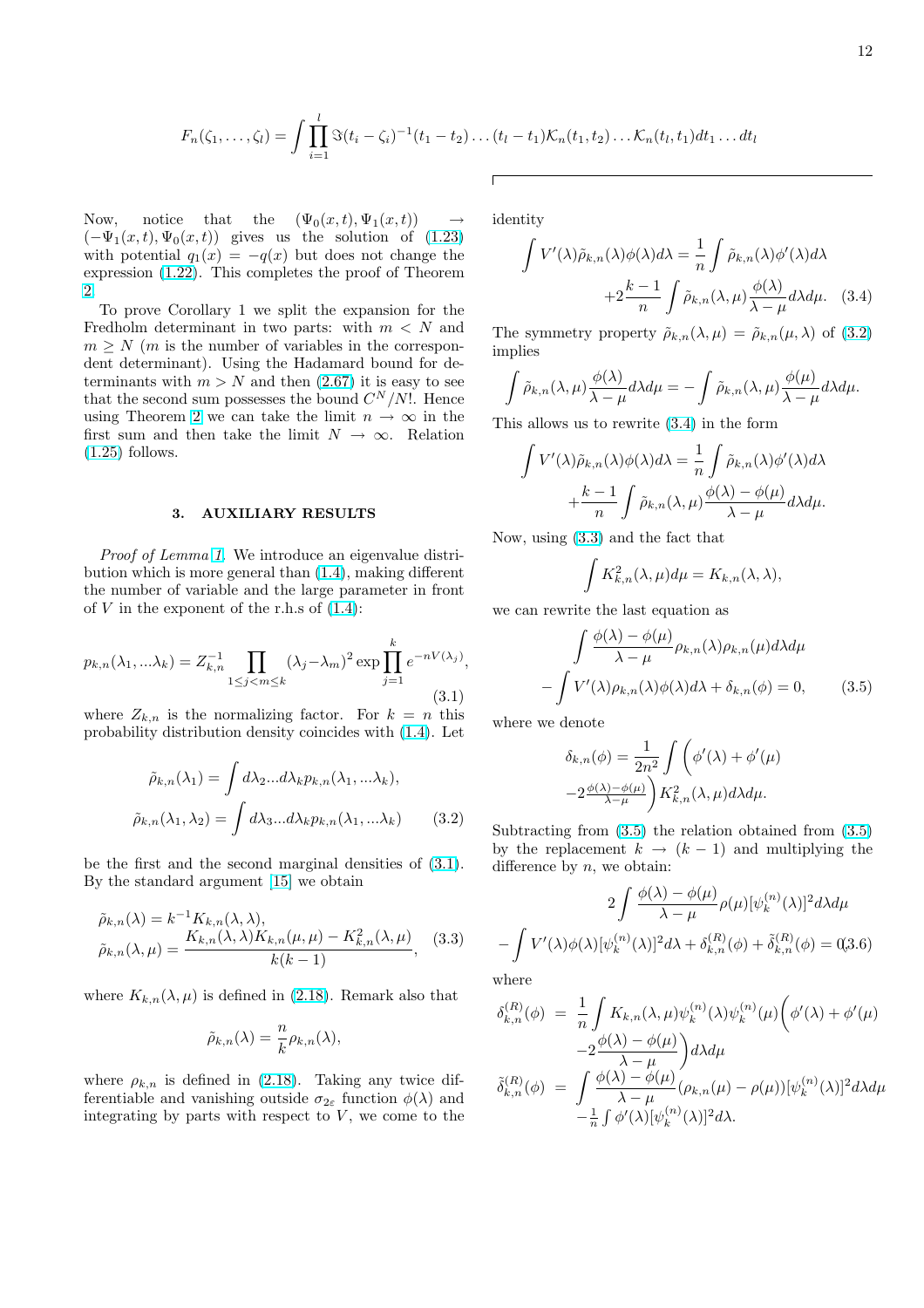$$F_n(\zeta_1,\dots,\zeta_l)=\int\prod_{i=1}^{l}\Im(t_i-\zeta_i)^{-1}(t_1-t_2)\dots(t_l-t_1)\mathcal{K}_n(t_1,t_2)\dots\mathcal{K}_n(t_l,t_1)dt_1\dots dt_l$$

Now, notice that the $(\Psi_0(x,t),\Psi_1(x,t))\to(-\Psi_1(x,t),\Psi_0(x,t))$ gives us the solution of (1.23) with potential $q_1(x)=-q(x)$ but does not change the expression (1.22). This completes the proof of Theorem 2.

To prove Corollary 1 we split the expansion for the Fredholm determinant in two parts: with $m<N$ and $m\geq N$ ($m$ is the number of variables in the corresponding determinant). Using the Hadamard bound for determinants with $m>N$ and then (2.67) it is easy to see that the second sum possesses the bound $C^N/N!$. Hence using Theorem 2 we can take the limit $n\to\infty$ in the first sum and then take the limit $N\to\infty$. Relation (1.25) follows.

## 3. AUXILIARY RESULTS

*Proof of Lemma 1.* We introduce an eigenvalue distribution which is more general than (1.4), making different the number of variable and the large parameter in front of $V$ in the exponent of the r.h.s of (1.4):

$$p_{k,n}(\lambda_1,...\lambda_k)=Z_{k,n}^{-1}\prod_{1\leq j<m\leq k}(\lambda_j-\lambda_m)^2\exp\prod_{j=1}^{k}e^{-nV(\lambda_j)},\tag{3.1}$$

where $Z_{k,n}$ is the normalizing factor. For $k=n$ this probability distribution density coincides with (1.4). Let

$$\tilde\rho_{k,n}(\lambda_1)=\int d\lambda_2...d\lambda_k p_{k,n}(\lambda_1,...\lambda_k),$$
$$\tilde\rho_{k,n}(\lambda_1,\lambda_2)=\int d\lambda_3...d\lambda_k p_{k,n}(\lambda_1,...\lambda_k)\tag{3.2}$$

be the first and the second marginal densities of (3.1). By the standard argument [15] we obtain

$$\tilde\rho_{k,n}(\lambda)=k^{-1}K_{k,n}(\lambda,\lambda),$$
$$\tilde\rho_{k,n}(\lambda,\mu)=\frac{K_{k,n}(\lambda,\lambda)K_{k,n}(\mu,\mu)-K^2_{k,n}(\lambda,\mu)}{k(k-1)},\tag{3.3}$$

where $K_{k,n}(\lambda,\mu)$ is defined in (2.18). Remark also that

$$\tilde\rho_{k,n}(\lambda)=\frac{n}{k}\rho_{k,n}(\lambda),$$

where $\rho_{k,n}$ is defined in (2.18). Taking any twice differentiable and vanishing outside $\sigma_{2\varepsilon}$ function $\phi(\lambda)$ and integrating by parts with respect to $V$, we come to the identity

$$\int V'(\lambda)\tilde\rho_{k,n}(\lambda)\phi(\lambda)d\lambda=\frac{1}{n}\int\tilde\rho_{k,n}(\lambda)\phi'(\lambda)d\lambda+2\frac{k-1}{n}\int\tilde\rho_{k,n}(\lambda,\mu)\frac{\phi(\lambda)}{\lambda-\mu}d\lambda d\mu.\tag{3.4}$$

The symmetry property $\tilde\rho_{k,n}(\lambda,\mu)=\tilde\rho_{k,n}(\mu,\lambda)$ of (3.2) implies

$$\int\tilde\rho_{k,n}(\lambda,\mu)\frac{\phi(\lambda)}{\lambda-\mu}d\lambda d\mu=-\int\tilde\rho_{k,n}(\lambda,\mu)\frac{\phi(\mu)}{\lambda-\mu}d\lambda d\mu.$$

This allows us to rewrite (3.4) in the form

$$\int V'(\lambda)\tilde\rho_{k,n}(\lambda)\phi(\lambda)d\lambda=\frac{1}{n}\int\tilde\rho_{k,n}(\lambda)\phi'(\lambda)d\lambda+\frac{k-1}{n}\int\tilde\rho_{k,n}(\lambda,\mu)\frac{\phi(\lambda)-\phi(\mu)}{\lambda-\mu}d\lambda d\mu.$$

Now, using (3.3) and the fact that

$$\int K^2_{k,n}(\lambda,\mu)d\mu=K_{k,n}(\lambda,\lambda),$$

we can rewrite the last equation as

$$\int\frac{\phi(\lambda)-\phi(\mu)}{\lambda-\mu}\rho_{k,n}(\lambda)\rho_{k,n}(\mu)d\lambda d\mu-\int V'(\lambda)\rho_{k,n}(\lambda)\phi(\lambda)d\lambda+\delta_{k,n}(\phi)=0,\tag{3.5}$$

where we denote

$$\delta_{k,n}(\phi)=\frac{1}{2n^2}\int\Big(\phi'(\lambda)+\phi'(\mu)-2\frac{\phi(\lambda)-\phi(\mu)}{\lambda-\mu}\Big)K^2_{k,n}(\lambda,\mu)d\lambda d\mu.$$

Subtracting from (3.5) the relation obtained from (3.5) by the replacement $k\to(k-1)$ and multiplying the difference by $n$, we obtain:

$$2\int\frac{\phi(\lambda)-\phi(\mu)}{\lambda-\mu}\rho(\mu)[\psi_k^{(n)}(\lambda)]^2d\lambda d\mu-\int V'(\lambda)\phi(\lambda)[\psi_k^{(n)}(\lambda)]^2d\lambda+\delta_{k,n}^{(R)}(\phi)+\tilde\delta_{k,n}^{(R)}(\phi)=0\tag{3.6}$$

where

$$\delta_{k,n}^{(R)}(\phi)=\frac{1}{n}\int K_{k,n}(\lambda,\mu)\psi_k^{(n)}(\lambda)\psi_k^{(n)}(\mu)\Big(\phi'(\lambda)+\phi'(\mu)-2\frac{\phi(\lambda)-\phi(\mu)}{\lambda-\mu}\Big)d\lambda d\mu$$
$$\tilde\delta_{k,n}^{(R)}(\phi)=\int\frac{\phi(\lambda)-\phi(\mu)}{\lambda-\mu}(\rho_{k,n}(\mu)-\rho(\mu))[\psi_k^{(n)}(\lambda)]^2d\lambda d\mu-\frac{1}{n}\int\phi'(\lambda)[\psi_k^{(n)}(\lambda)]^2d\lambda.$$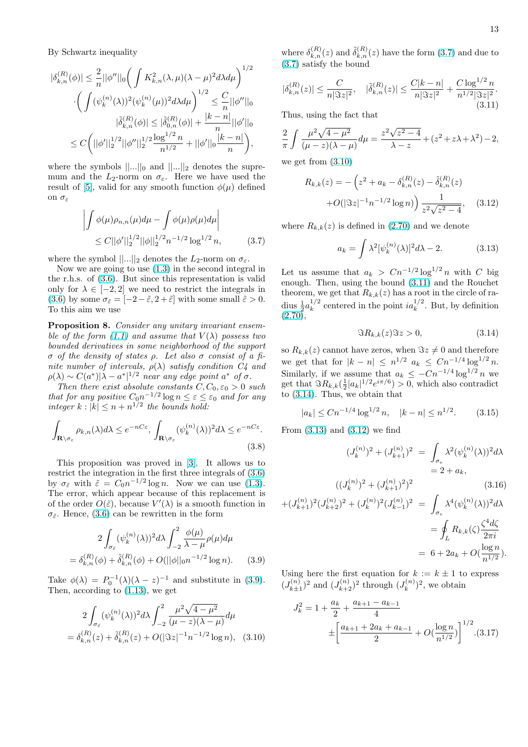By Schwartz inequality

$$|\delta_{k,n}^{(R)}(\phi)| \le \frac{2}{n}||\phi''||_0\bigg(\int K_{k,n}^2(\lambda,\mu)(\lambda-\mu)^2 d\lambda d\mu\bigg)^{1/2}$$
$$\cdot\bigg(\int (\psi_k^{(n)}(\lambda))^2(\psi_k^{(n)}(\mu))^2 d\lambda d\mu\bigg)^{1/2} \le \frac{C}{n}||\phi''||_0$$
$$|\tilde\delta_{k,n}^{(R)}(\phi)| \le |\tilde\delta_{0,n}^{(R)}(\phi)| + \frac{|k-n|}{n}||\phi'||_0$$
$$\le C\bigg(||\phi'||_2^{1/2}||\phi''||_2^{1/2}\frac{\log^{1/2} n}{n^{1/2}} + ||\phi'||_0\frac{|k-n|}{n}\bigg),$$

where the symbols $||...||_0$ and $||...||_2$ denotes the supremum and the $L_2$-norm on $\sigma_\varepsilon$. Here we have used the result of [5], valid for any smooth function $\phi(\mu)$ defined on $\sigma_\varepsilon$

$$\bigg|\int \phi(\mu)\rho_{n,n}(\mu)d\mu - \int \phi(\mu)\rho(\mu)d\mu\bigg|$$
$$\le C||\phi'||_2^{1/2}||\phi||_2^{1/2} n^{-1/2}\log^{1/2} n, \qquad (3.7)$$

where the symbol $||...||_2$ denotes the $L_2$-norm on $\sigma_\varepsilon$.

Now we are going to use (1.3) in the second integral in the r.h.s. of (3.6). But since this representation is valid only for $\lambda \in [-2,2]$ we need to restrict the integrals in (3.6) by some $\sigma_{\tilde\varepsilon} = [-2-\tilde\varepsilon, 2+\tilde\varepsilon]$ with some small $\tilde\varepsilon > 0$. To this aim we use

**Proposition 8.** *Consider any unitary invariant ensemble of the form (1.1) and assume that $V(\lambda)$ possess two bounded derivatives in some neighborhood of the support $\sigma$ of the density of states $\rho$. Let also $\sigma$ consist of a finite number of intervals, $\rho(\lambda)$ satisfy condition C4 and $\rho(\lambda) \sim C(a^*)|\lambda - a^*|^{1/2}$ near any edge point $a^*$ of $\sigma$.*

*Then there exist absolute constants $C, C_0, \varepsilon_0 > 0$ such that for any positive $C_0 n^{-1/2}\log n \le \varepsilon \le \varepsilon_0$ and for any integer $k : |k| \le n + n^{1/2}$ the bounds hold:*

$$\int_{\mathbf{R}\setminus\sigma_\varepsilon} \rho_{k,n}(\lambda)d\lambda \le e^{-nC\varepsilon}, \int_{\mathbf{R}\setminus\sigma_\varepsilon} (\psi_k^{(n)}(\lambda))^2 d\lambda \le e^{-nC\varepsilon}. \qquad (3.8)$$

This proposition was proved in [3]. It allows us to restrict the integration in the first three integrals of (3.6) by $\sigma_{\tilde\varepsilon}$ with $\tilde\varepsilon = C_0 n^{-1/2}\log n$. Now we can use (1.3). The error, which appear because of this replacement is of the order $O(\tilde\varepsilon)$, because $V'(\lambda)$ is a smooth function in $\sigma_{\tilde\varepsilon}$. Hence, (3.6) can be rewritten in the form

$$2\int_{\sigma_\varepsilon} (\psi_k^{(n)}(\lambda))^2 d\lambda \int_{-2}^{2} \frac{\phi(\mu)}{\lambda-\mu}\rho(\mu)d\mu$$
$$= \delta_{k,n}^{(R)}(\phi) + \tilde\delta_{k,n}^{(R)}(\phi) + O(||\phi||_0 n^{-1/2}\log n). \qquad (3.9)$$

Take $\phi(\lambda) = P_0^{-1}(\lambda)(\lambda - z)^{-1}$ and substitute in (3.9). Then, according to (1.13), we get

$$2\int_{\sigma_{\tilde\varepsilon}} (\psi_k^{(n)}(\lambda))^2 d\lambda \int_{-2}^{2} \frac{\mu^2\sqrt{4-\mu^2}}{(\mu-z)(\lambda-\mu)}d\mu$$
$$= \delta_{k,n}^{(R)}(z) + \tilde\delta_{k,n}^{(R)}(z) + O(|\Im z|^{-1} n^{-1/2}\log n), \quad (3.10)$$

where $\delta_{k,n}^{(R)}(z)$ and $\tilde\delta_{k,n}^{(R)}(z)$ have the form (3.7) and due to (3.7) satisfy the bound

$$|\delta_{k,n}^{(R)}(z)| \le \frac{C}{n|\Im z|^2}, \quad |\tilde\delta_{k,n}^{(R)}(z)| \le \frac{C|k-n|}{n|\Im z|^2} + \frac{C\log^{1/2} n}{n^{1/2}|\Im z|^2}. \qquad (3.11)$$

Thus, using the fact that

$$\frac{2}{\pi}\int \frac{\mu^2\sqrt{4-\mu^2}}{(\mu-z)(\lambda-\mu)}d\mu = \frac{z^2\sqrt{z^2-4}}{\lambda - z} + (z^2 + z\lambda + \lambda^2) - 2,$$

we get from (3.10)

$$R_{k,k}(z) = -\Big(z^2 + a_k - \delta_{k,n}^{(R)}(z) - \tilde\delta_{k,n}^{(R)}(z)$$
$$+ O(|\Im z|^{-1} n^{-1/2}\log n)\Big)\frac{1}{z^2\sqrt{z^2-4}}, \quad (3.12)$$

where $R_{k,k}(z)$ is defined in (2.70) and we denote

$$a_k = \int \lambda^2[\psi_k^{(n)}(\lambda)]^2 d\lambda - 2. \qquad (3.13)$$

Let us assume that $a_k > Cn^{-1/2}\log^{1/2} n$ with $C$ big enough. Then, using the bound (3.11) and the Rouchet theorem, we get that $R_{k,k}(z)$ has a root in the circle of radius $\frac{1}{2}a_k^{1/2}$ centered in the point $ia_k^{1/2}$. But, by definition (2.70),

$$\Im R_{k,k}(z)\Im z > 0, \qquad (3.14)$$

so $R_{k,k}(z)$ cannot have zeros, when $\Im z \ne 0$ and therefore we get that for $|k-n| \le n^{1/2}$ $a_k \le Cn^{-1/4}\log^{1/2} n$. Similarly, if we assume that $a_k \le -Cn^{-1/4}\log^{1/2} n$ we get that $\Im R_{k,k}(\frac{1}{2}|a_k|^{1/2}e^{i\pi/6}) > 0$, which also contradict to (3.14). Thus, we obtain that

$$|a_k| \le Cn^{-1/4}\log^{1/2} n, \quad |k-n| \le n^{1/2}. \qquad (3.15)$$

From (3.13) and (3.12) we find

$$\begin{aligned}
(J_k^{(n)})^2 + (J_{k+1}^{(n)})^2 &= \int_{\sigma_e} \lambda^2(\psi_k^{(n)}(\lambda))^2 d\lambda \\
&= 2 + a_k, \\
((J_k^{(n)})^2 + (J_{k+1}^{(n)})^2)^2 & \qquad\qquad\qquad\qquad (3.16)\\
+(J_{k+1}^{(n)})^2(J_{k+2}^{(n)})^2 + (J_k^{(n)})^2(J_{k-1}^{(n)})^2 &= \int_{\sigma_e} \lambda^4(\psi_k^{(n)}(\lambda))^2 d\lambda \\
&= \oint_L R_{k,k}(\zeta)\frac{\zeta^4 d\zeta}{2\pi i} \\
&= 6 + 2a_k + O(\frac{\log n}{n^{1/2}}).
\end{aligned}$$

Using here the first equation for $k := k \pm 1$ to express $(J_{k\pm1}^{(n)})^2$ and $(J_{k+2}^{(n)})^2$ through $(J_k^{(n)})^2$, we obtain

$$J_k^2 = 1 + \frac{a_k}{2} + \frac{a_{k+1} - a_{k-1}}{4}$$
$$\pm\bigg[\frac{a_{k+1} + 2a_k + a_{k-1}}{2} + O(\frac{\log n}{n^{1/2}})\bigg]^{1/2}. (3.17)$$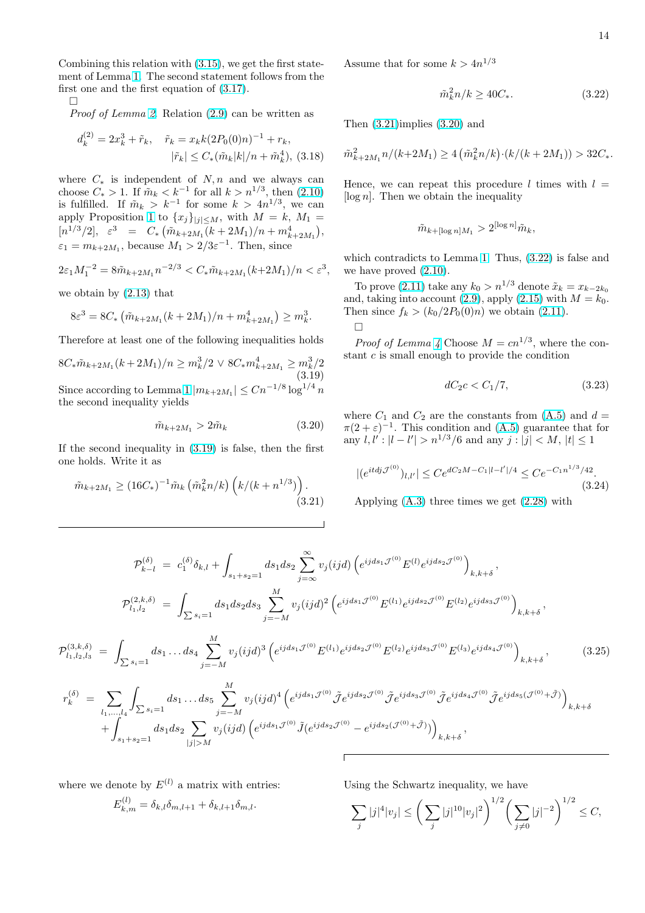Combining this relation with (3.15), we get the first statement of Lemma 1. The second statement follows from the first one and the first equation of (3.17).

□

*Proof of Lemma 2.* Relation (2.9) can be written as

$$d_k^{(2)} = 2x_k^3 + \tilde{r}_k, \quad \tilde{r}_k = x_k k(2P_0(0)n)^{-1} + r_k,$$
$$|\tilde{r}_k| \le C_*(\tilde{m}_k|k|/n + \tilde{m}_k^4), \tag{3.18}$$

where $C_*$ is independent of $N, n$ and we always can choose $C_* > 1$. If $\tilde{m}_k < k^{-1}$ for all $k > n^{1/3}$, then (2.10) is fulfilled. If $\tilde{m}_k > k^{-1}$ for some $k > 4n^{1/3}$, we can apply Proposition 1 to $\{x_j\}_{|j|\le M}$, with $M = k$, $M_1 = [n^{1/3}/2]$, $\varepsilon^3 = C_*\left(\tilde{m}_{k+2M_1}(k+2M_1)/n + m_{k+2M_1}^4\right)$, $\varepsilon_1 = m_{k+2M_1}$, because $M_1 > 2/3\varepsilon^{-1}$. Then, since

$$2\varepsilon_1 M_1^{-2} = 8\tilde{m}_{k+2M_1}n^{-2/3} < C_*\tilde{m}_{k+2M_1}(k+2M_1)/n < \varepsilon^3,$$

we obtain by (2.13) that

$$8\varepsilon^3 = 8C_*\left(\tilde{m}_{k+2M_1}(k+2M_1)/n + m_{k+2M_1}^4\right) \ge m_k^3.$$

Therefore at least one of the following inequalities holds

$$8C_*\tilde{m}_{k+2M_1}(k+2M_1)/n \ge m_k^3/2 \vee 8C_* m_{k+2M_1}^4 \ge m_k^3/2 \tag{3.19}$$

Since according to Lemma 1 $|m_{k+2M_1}| \le Cn^{-1/8}\log^{1/4} n$ the second inequality yields

$$\tilde{m}_{k+2M_1} > 2\tilde{m}_k \tag{3.20}$$

If the second inequality in (3.19) is false, then the first one holds. Write it as

$$\tilde{m}_{k+2M_1} \ge (16C_*)^{-1}\tilde{m}_k\left(\tilde{m}_k^2 n/k\right)\left(k/(k+n^{1/3})\right). \tag{3.21}$$

Assume that for some $k > 4n^{1/3}$

$$\tilde{m}_k^2 n/k \ge 40C_*. \tag{3.22}$$

Then (3.21)implies (3.20) and

$$\tilde{m}_{k+2M_1}^2 n/(k+2M_1) \ge 4\left(\tilde{m}_k^2 n/k\right)\cdot(k/(k+2M_1)) > 32C_*.$$

Hence, we can repeat this procedure $l$ times with $l = [\log n]$. Then we obtain the inequality

$$\tilde{m}_{k+[\log n]M_1} > 2^{[\log n]}\tilde{m}_k,$$

which contradicts to Lemma 1. Thus, (3.22) is false and we have proved (2.10).

To prove (2.11) take any $k_0 > n^{1/3}$ denote $\tilde{x}_k = x_{k-2k_0}$ and, taking into account (2.9), apply (2.15) with $M = k_0$. Then since $f_k > (k_0/2P_0(0)n)$ we obtain (2.11).

□

*Proof of Lemma 4* Choose $M = cn^{1/3}$, where the constant $c$ is small enough to provide the condition

$$dC_2 c < C_1/7, \tag{3.23}$$

where $C_1$ and $C_2$ are the constants from (A.5) and $d = \pi(2+\varepsilon)^{-1}$. This condition and (A.5) guarantee that for any $l, l' : |l - l'| > n^{1/3}/6$ and any $j : |j| < M$, $|t| \le 1$

$$|(e^{itd\mathcal{J}^{(0)}})_{l,l'}| \le Ce^{dC_2 M - C_1|l-l'|/4} \le Ce^{-C_1 n^{1/3}/42}. \tag{3.24}$$

Applying (A.3) three times we get (2.28) with

$$\mathcal{P}_{k-l}^{(\delta)} = c_1^{(\delta)}\delta_{k,l} + \int_{s_1+s_2=1} ds_1 ds_2 \sum_{j=\infty}^{\infty} v_j(ijd)\left(e^{ijds_1\mathcal{J}^{(0)}}E^{(l)}e^{ijds_2\mathcal{J}^{(0)}}\right)_{k,k+\delta},$$

$$\mathcal{P}_{l_1,l_2}^{(2,k,\delta)} = \int_{\sum s_i=1} ds_1 ds_2 ds_3 \sum_{j=-M}^{M} v_j(ijd)^2\left(e^{ijds_1\mathcal{J}^{(0)}}E^{(l_1)}e^{ijds_2\mathcal{J}^{(0)}}E^{(l_2)}e^{ijds_3\mathcal{J}^{(0)}}\right)_{k,k+\delta},$$

$$\mathcal{P}_{l_1,l_2,l_3}^{(3,k,\delta)} = \int_{\sum s_i=1} ds_1\dots ds_4 \sum_{j=-M}^{M} v_j(ijd)^3\left(e^{ijds_1\mathcal{J}^{(0)}}E^{(l_1)}e^{ijds_2\mathcal{J}^{(0)}}E^{(l_2)}e^{ijds_3\mathcal{J}^{(0)}}E^{(l_3)}e^{ijds_4\mathcal{J}^{(0)}}\right)_{k,k+\delta}, \tag{3.25}$$

$$r_k^{(\delta)} = \sum_{l_1,\dots,l_4}\int_{\sum s_i=1} ds_1\dots ds_5 \sum_{j=-M}^{M} v_j(ijd)^4\left(e^{ijds_1\mathcal{J}^{(0)}}\tilde{\mathcal{J}}e^{ijds_2\mathcal{J}^{(0)}}\tilde{\mathcal{J}}e^{ijds_3\mathcal{J}^{(0)}}\tilde{\mathcal{J}}e^{ijds_4\mathcal{J}^{(0)}}\tilde{\mathcal{J}}e^{ijds_5(\mathcal{J}^{(0)}+\tilde{\mathcal{J}})}\right)_{k,k+\delta}$$
$$+ \int_{s_1+s_2=1} ds_1 ds_2 \sum_{|j|>M} v_j(ijd)\left(e^{ijds_1\mathcal{J}^{(0)}}\tilde{J}(e^{ijds_2\mathcal{J}^{(0)}} - e^{ijds_2(\mathcal{J}^{(0)}+\tilde{\mathcal{J}})})\right)_{k,k+\delta},$$

where we denote by $E^{(l)}$ a matrix with entries:

$$E_{k,m}^{(l)} = \delta_{k,l}\delta_{m,l+1} + \delta_{k,l+1}\delta_{m,l}.$$

Using the Schwartz inequality, we have

$$\sum_j |j|^4|v_j| \le \left(\sum_j |j|^{10}|v_j|^2\right)^{1/2}\left(\sum_{j\ne 0}|j|^{-2}\right)^{1/2} \le C,$$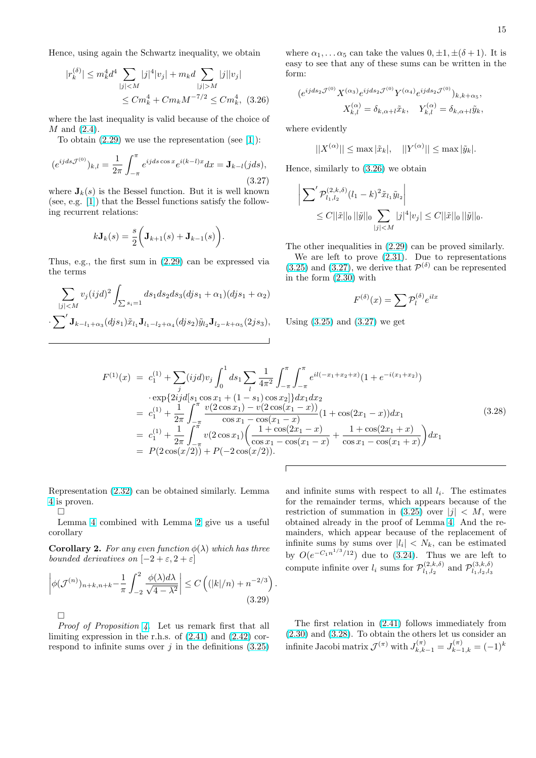Hence, using again the Schwartz inequality, we obtain

$$|r_k^{(\delta)}| \le m_k^4 d^4 \sum_{|j|<M} |j|^4 |v_j| + m_k d \sum_{|j|>M} |j||v_j| \le C m_k^4 + C m_k M^{-7/2} \le C m_k^4, \quad (3.26)$$

where the last inequality is valid because of the choice of $M$ and (2.4).

To obtain (2.29) we use the representation (see [1]):

$$(e^{ijds\mathcal{J}^{(0)}})_{k,l} = \frac{1}{2\pi}\int_{-\pi}^{\pi} e^{ijds\cos x} e^{i(k-l)x} dx = \mathbf{J}_{k-l}(jds), \quad (3.27)$$

where $\mathbf{J}_k(s)$ is the Bessel function. But it is well known (see, e.g. [1]) that the Bessel functions satisfy the following recurrent relations:

$$k\mathbf{J}_k(s) = \frac{s}{2}\bigg(\mathbf{J}_{k+1}(s) + \mathbf{J}_{k-1}(s)\bigg).$$

Thus, e.g., the first sum in (2.29) can be expressed via the terms

$$\sum_{|j|<M} v_j (ijd)^2 \int_{\sum s_i = 1} ds_1 ds_2 ds_3 (djs_1 + \alpha_1)(djs_1 + \alpha_2)$$
$$\cdot \sum{}' \mathbf{J}_{k-l_1+\alpha_3}(djs_1)\tilde{x}_{l_1} \mathbf{J}_{l_1-l_2+\alpha_4}(djs_2)\tilde{y}_{l_2} \mathbf{J}_{l_2-k+\alpha_5}(2js_3),$$

where $\alpha_1, \dots \alpha_5$ can take the values $0, \pm 1, \pm(\delta+1)$. It is easy to see that any of these sums can be written in the form:

$$(e^{ijds_2\mathcal{J}^{(0)}} X^{(\alpha_3)} e^{ijds_2\mathcal{J}^{(0)}} Y^{(\alpha_4)} e^{ijds_2\mathcal{J}^{(0)}})_{k,k+\alpha_5},$$
$$X^{(\alpha)}_{k,l} = \delta_{k,\alpha+l}\tilde{x}_k, \quad Y^{(\alpha)}_{k,l} = \delta_{k,\alpha+l}\tilde{y}_k,$$

where evidently

$$||X^{(\alpha)}|| \le \max |\tilde{x}_k|, \quad ||Y^{(\alpha)}|| \le \max |\tilde{y}_k|.$$

Hence, similarly to (3.26) we obtain

$$\left|\sum{}' \mathcal{P}^{(2,k,\delta)}_{l_1,l_2} (l_1 - k)^2 \tilde{x}_{l_1}\tilde{y}_{l_2}\right| \le C||\tilde{x}||_0 \, ||\tilde{y}||_0 \sum_{|j|<M} |j|^4 |v_j| \le C||\tilde{x}||_0 \, ||\tilde{y}||_0.$$

The other inequalities in (2.29) can be proved similarly.

We are left to prove (2.31). Due to representations (3.25) and (3.27), we derive that $\mathcal{P}^{(\delta)}$ can be represented in the form (2.30) with

$$F^{(\delta)}(x) = \sum \mathcal{P}^{(\delta)}_l e^{ilx}$$

Using (3.25) and (3.27) we get

$$\begin{aligned}
F^{(1)}(x) &= c_1^{(1)} + \sum_j (ijd)v_j \int_0^1 ds_1 \sum_l \frac{1}{4\pi^2}\int_{-\pi}^{\pi}\int_{-\pi}^{\pi} e^{il(-x_1+x_2+x)}(1 + e^{-i(x_1+x_2)}) \\
&\quad \cdot \exp\{2ijd[s_1\cos x_1 + (1-s_1)\cos x_2]\} dx_1 dx_2 \\
&= c_1^{(1)} + \frac{1}{2\pi}\int_{-\pi}^{\pi} \frac{v(2\cos x_1) - v(2\cos(x_1 - x))}{\cos x_1 - \cos(x_1 - x)}(1 + \cos(2x_1 - x))dx_1 \\
&= c_1^{(1)} + \frac{1}{2\pi}\int_{-\pi}^{\pi} v(2\cos x_1)\bigg(\frac{1+\cos(2x_1 - x)}{\cos x_1 - \cos(x_1 - x)} + \frac{1 + \cos(2x_1 + x)}{\cos x_1 - \cos(x_1 + x)}\bigg)dx_1 \\
&= P(2\cos(x/2)) + P(-2\cos(x/2)).
\end{aligned} \quad (3.28)$$

Representation (2.32) can be obtained similarly. Lemma 4 is proven.

□

Lemma 4 combined with Lemma 2 give us a useful corollary

**Corollary 2.** *For any even function $\phi(\lambda)$ which has three bounded derivatives on $[-2+\varepsilon, 2+\varepsilon]$*

$$\left|\phi(\mathcal{J}^{(n)})_{n+k,n+k} - \frac{1}{\pi}\int_{-2}^{2} \frac{\phi(\lambda)d\lambda}{\sqrt{4-\lambda^2}}\right| \le C\left((|k|/n) + n^{-2/3}\right). \quad (3.29)$$

□

*Proof of Proposition 4.* Let us remark first that all limiting expression in the r.h.s. of (2.41) and (2.42) correspond to infinite sums over $j$ in the definitions (3.25) and infinite sums with respect to all $l_i$. The estimates for the remainder terms, which appears because of the restriction of summation in (3.25) over $|j| < M$, were obtained already in the proof of Lemma 4. And the remainders, which appear because of the replacement of infinite sums by sums over $|l_i| < N_k$, can be estimated by $O(e^{-C_1 n^{1/3}/12})$ due to (3.24). Thus we are left to compute infinite over $l_i$ sums for $\mathcal{P}^{(2,k,\delta)}_{l_1,l_2}$ and $\mathcal{P}^{(3,k,\delta)}_{l_1,l_2,l_3}$

The first relation in (2.41) follows immediately from (2.30) and (3.28). To obtain the others let us consider an infinite Jacobi matrix $\mathcal{J}^{(\pi)}$ with $J^{(\pi)}_{k,k-1} = J^{(\pi)}_{k-1,k} = (-1)^k$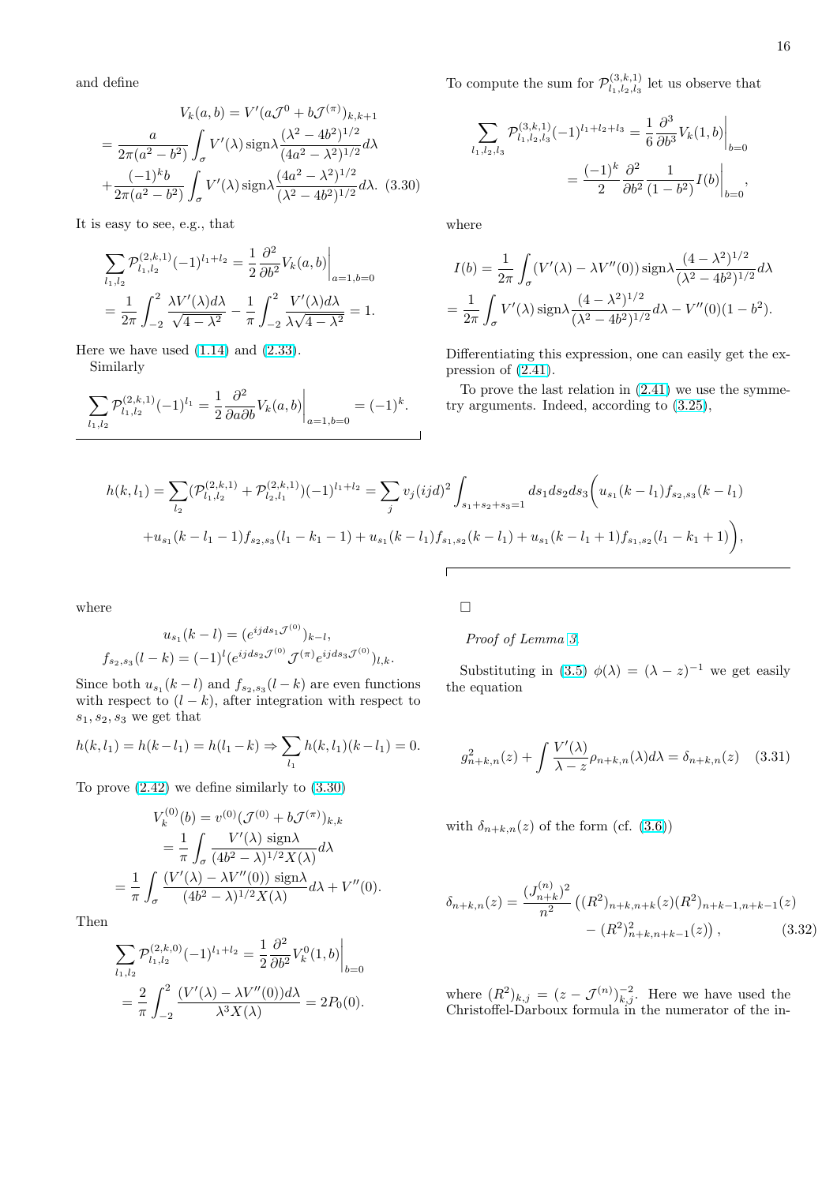and define

$$V_k(a,b) = V'(a\mathcal{J}^0 + b\mathcal{J}^{(\pi)})_{k,k+1}$$
$$= \frac{a}{2\pi(a^2-b^2)}\int_\sigma V'(\lambda)\,\mathrm{sign}\lambda\frac{(\lambda^2-4b^2)^{1/2}}{(4a^2-\lambda^2)^{1/2}}d\lambda$$
$$+\frac{(-1)^k b}{2\pi(a^2-b^2)}\int_\sigma V'(\lambda)\,\mathrm{sign}\lambda\frac{(4a^2-\lambda^2)^{1/2}}{(\lambda^2-4b^2)^{1/2}}d\lambda. \quad (3.30)$$

It is easy to see, e.g., that

$$\sum_{l_1,l_2}\mathcal{P}^{(2,k,1)}_{l_1,l_2}(-1)^{l_1+l_2} = \frac{1}{2}\frac{\partial^2}{\partial b^2}V_k(a,b)\Big|_{a=1,b=0}$$
$$= \frac{1}{2\pi}\int_{-2}^{2}\frac{\lambda V'(\lambda)d\lambda}{\sqrt{4-\lambda^2}} - \frac{1}{\pi}\int_{-2}^{2}\frac{V'(\lambda)d\lambda}{\lambda\sqrt{4-\lambda^2}} = 1.$$

Here we have used (1.14) and (2.33).

Similarly

$$\sum_{l_1,l_2}\mathcal{P}^{(2,k,1)}_{l_1,l_2}(-1)^{l_1} = \frac{1}{2}\frac{\partial^2}{\partial a\partial b}V_k(a,b)\Big|_{a=1,b=0} = (-1)^k.$$

To compute the sum for $\mathcal{P}^{(3,k,1)}_{l_1,l_2,l_3}$ let us observe that

$$\sum_{l_1,l_2,l_3}\mathcal{P}^{(3,k,1)}_{l_1,l_2,l_3}(-1)^{l_1+l_2+l_3} = \frac{1}{6}\frac{\partial^3}{\partial b^3}V_k(1,b)\Big|_{b=0}$$
$$= \frac{(-1)^k}{2}\frac{\partial^2}{\partial b^2}\frac{1}{(1-b^2)}I(b)\Big|_{b=0},$$

where

$$I(b) = \frac{1}{2\pi}\int_\sigma (V'(\lambda)-\lambda V''(0))\,\mathrm{sign}\lambda\frac{(4-\lambda^2)^{1/2}}{(\lambda^2-4b^2)^{1/2}}d\lambda$$
$$= \frac{1}{2\pi}\int_\sigma V'(\lambda)\,\mathrm{sign}\lambda\frac{(4-\lambda^2)^{1/2}}{(\lambda^2-4b^2)^{1/2}}d\lambda - V''(0)(1-b^2).$$

Differentiating this expression, one can easily get the expression of (2.41).

To prove the last relation in (2.41) we use the symmetry arguments. Indeed, according to (3.25),

$$h(k,l_1) = \sum_{l_2}(\mathcal{P}^{(2,k,1)}_{l_1,l_2} + \mathcal{P}^{(2,k,1)}_{l_2,l_1})(-1)^{l_1+l_2} = \sum_j v_j(ijd)^2\int_{s_1+s_2+s_3=1}ds_1ds_2ds_3\Big(u_{s_1}(k-l_1)f_{s_2,s_3}(k-l_1)$$
$$+u_{s_1}(k-l_1-1)f_{s_2,s_3}(l_1-k_1-1) + u_{s_1}(k-l_1)f_{s_1,s_2}(k-l_1) + u_{s_1}(k-l_1+1)f_{s_1,s_2}(l_1-k_1+1)\Big),$$

where

$$u_{s_1}(k-l) = (e^{ijds_1\mathcal{J}^{(0)}})_{k-l},$$
$$f_{s_2,s_3}(l-k) = (-1)^l(e^{ijds_2\mathcal{J}^{(0)}}\mathcal{J}^{(\pi)}e^{ijds_3\mathcal{J}^{(0)}})_{l,k}.$$

Since both $u_{s_1}(k-l)$ and $f_{s_2,s_3}(l-k)$ are even functions with respect to $(l-k)$, after integration with respect to $s_1,s_2,s_3$ we get that

$$h(k,l_1) = h(k-l_1) = h(l_1-k) \Rightarrow \sum_{l_1}h(k,l_1)(k-l_1) = 0.$$

To prove (2.42) we define similarly to (3.30)

$$V^{(0)}_k(b) = v^{(0)}(\mathcal{J}^{(0)} + b\mathcal{J}^{(\pi)})_{k,k}$$
$$= \frac{1}{\pi}\int_\sigma\frac{V'(\lambda)\,\mathrm{sign}\lambda}{(4b^2-\lambda)^{1/2}X(\lambda)}d\lambda$$
$$= \frac{1}{\pi}\int_\sigma\frac{(V'(\lambda)-\lambda V''(0))\,\mathrm{sign}\lambda}{(4b^2-\lambda)^{1/2}X(\lambda)}d\lambda + V''(0).$$

Then

$$\sum_{l_1,l_2}\mathcal{P}^{(2,k,0)}_{l_1,l_2}(-1)^{l_1+l_2} = \frac{1}{2}\frac{\partial^2}{\partial b^2}V^0_k(1,b)\Big|_{b=0}$$
$$= \frac{2}{\pi}\int_{-2}^{2}\frac{(V'(\lambda)-\lambda V''(0))d\lambda}{\lambda^3X(\lambda)} = 2P_0(0).$$

□

*Proof of Lemma 3.*

Substituting in (3.5) $\phi(\lambda) = (\lambda-z)^{-1}$ we get easily the equation

$$g^2_{n+k,n}(z) + \int\frac{V'(\lambda)}{\lambda-z}\rho_{n+k,n}(\lambda)d\lambda = \delta_{n+k,n}(z) \quad (3.31)$$

with $\delta_{n+k,n}(z)$ of the form (cf. (3.6))

$$\delta_{n+k,n}(z) = \frac{(J^{(n)}_{n+k})^2}{n^2}\left((R^2)_{n+k,n+k}(z)(R^2)_{n+k-1,n+k-1}(z) - (R^2)^2_{n+k,n+k-1}(z)\right), \quad (3.32)$$

where $(R^2)_{k,j} = (z-\mathcal{J}^{(n)})^{-2}_{k,j}$. Here we have used the Christoffel-Darboux formula in the numerator of the in-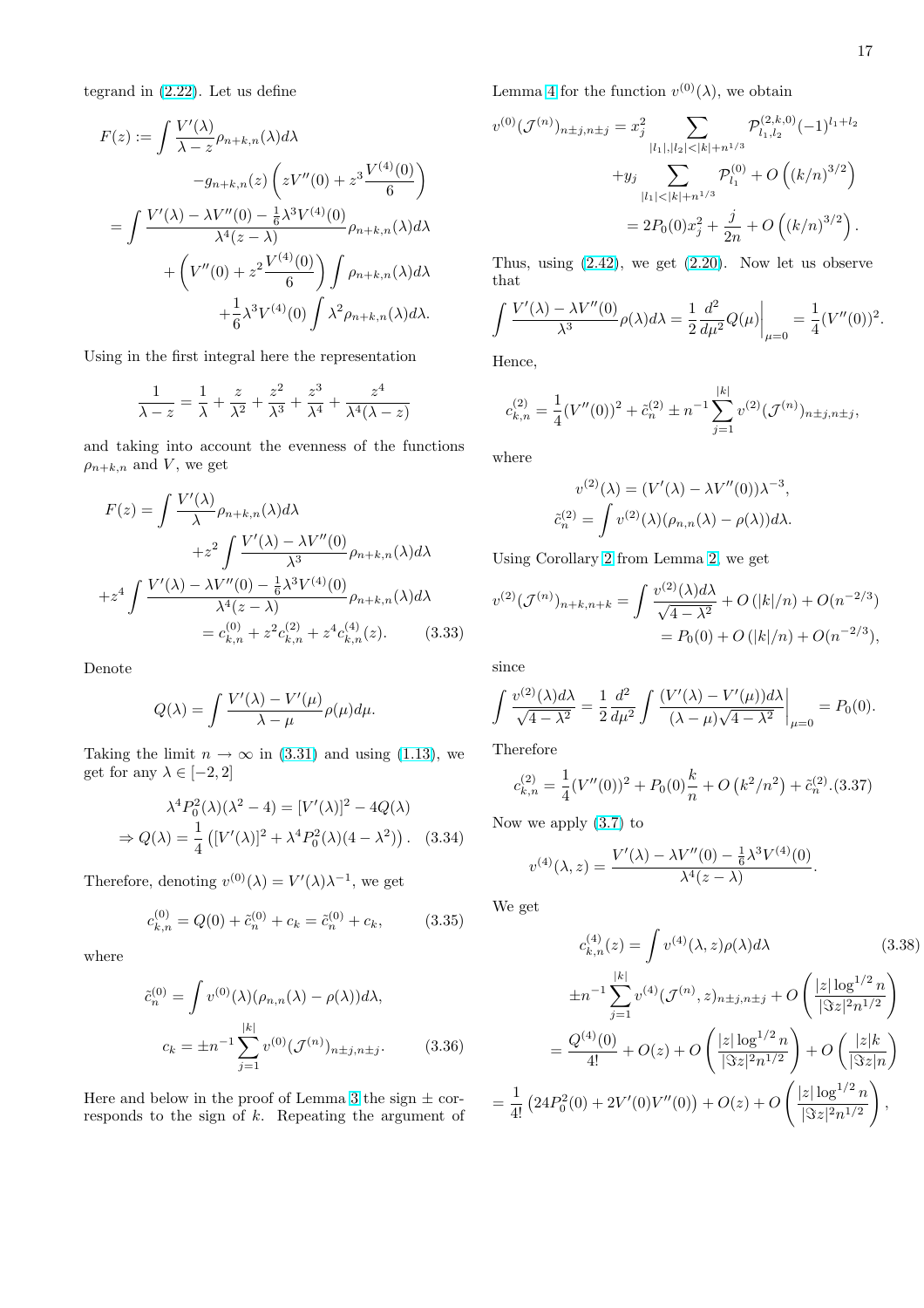tegrand in (2.22). Let us define

$$
\begin{aligned}
F(z) &:= \int \frac{V'(\lambda)}{\lambda - z}\rho_{n+k,n}(\lambda)d\lambda \\
&\qquad -g_{n+k,n}(z)\left(zV''(0) + z^3\frac{V^{(4)}(0)}{6}\right) \\
&= \int \frac{V'(\lambda) - \lambda V''(0) - \frac{1}{6}\lambda^3 V^{(4)}(0)}{\lambda^4(z-\lambda)}\rho_{n+k,n}(\lambda)d\lambda \\
&\qquad + \left(V''(0) + z^2\frac{V^{(4)}(0)}{6}\right)\int \rho_{n+k,n}(\lambda)d\lambda \\
&\qquad + \frac{1}{6}\lambda^3 V^{(4)}(0)\int \lambda^2\rho_{n+k,n}(\lambda)d\lambda.
\end{aligned}
$$

Using in the first integral here the representation

$$
\frac{1}{\lambda - z} = \frac{1}{\lambda} + \frac{z}{\lambda^2} + \frac{z^2}{\lambda^3} + \frac{z^3}{\lambda^4} + \frac{z^4}{\lambda^4(\lambda - z)}
$$

and taking into account the evenness of the functions $\rho_{n+k,n}$ and $V$, we get

$$
\begin{aligned}
F(z) &= \int \frac{V'(\lambda)}{\lambda}\rho_{n+k,n}(\lambda)d\lambda \\
&\qquad + z^2\int \frac{V'(\lambda) - \lambda V''(0)}{\lambda^3}\rho_{n+k,n}(\lambda)d\lambda \\
&+ z^4\int \frac{V'(\lambda) - \lambda V''(0) - \frac{1}{6}\lambda^3 V^{(4)}(0)}{\lambda^4(z-\lambda)}\rho_{n+k,n}(\lambda)d\lambda \\
&= c^{(0)}_{k,n} + z^2 c^{(2)}_{k,n} + z^4 c^{(4)}_{k,n}(z). \qquad (3.33)
\end{aligned}
$$

Denote

$$
Q(\lambda) = \int \frac{V'(\lambda) - V'(\mu)}{\lambda - \mu}\rho(\mu)d\mu.
$$

Taking the limit $n \to \infty$ in (3.31) and using (1.13), we get for any $\lambda \in [-2, 2]$

$$
\begin{aligned}
&\lambda^4 P_0^2(\lambda)(\lambda^2 - 4) = [V'(\lambda)]^2 - 4Q(\lambda) \\
\Rightarrow\ & Q(\lambda) = \frac{1}{4}\left([V'(\lambda)]^2 + \lambda^4 P_0^2(\lambda)(4 - \lambda^2)\right). \quad (3.34)
\end{aligned}
$$

Therefore, denoting $v^{(0)}(\lambda) = V'(\lambda)\lambda^{-1}$, we get

$$
c^{(0)}_{k,n} = Q(0) + \tilde{c}^{(0)}_n + c_k = \tilde{c}^{(0)}_n + c_k, \qquad (3.35)
$$

where

$$
\begin{aligned}
\tilde{c}^{(0)}_n &= \int v^{(0)}(\lambda)(\rho_{n,n}(\lambda) - \rho(\lambda))d\lambda, \\
c_k &= \pm n^{-1}\sum_{j=1}^{|k|} v^{(0)}(\mathcal{J}^{(n)})_{n\pm j, n\pm j}. \qquad (3.36)
\end{aligned}
$$

Here and below in the proof of Lemma 3 the sign $\pm$ corresponds to the sign of $k$. Repeating the argument of Lemma 4 for the function $v^{(0)}(\lambda)$, we obtain

$$
\begin{aligned}
v^{(0)}(\mathcal{J}^{(n)})_{n\pm j, n\pm j} &= x_j^2 \sum_{|l_1|,|l_2| < |k| + n^{1/3}} \mathcal{P}^{(2,k,0)}_{l_1,l_2}(-1)^{l_1+l_2} \\
&\qquad + y_j \sum_{|l_1| < |k| + n^{1/3}} \mathcal{P}^{(0)}_{l_1} + O\left((k/n)^{3/2}\right) \\
&= 2P_0(0)x_j^2 + \frac{j}{2n} + O\left((k/n)^{3/2}\right).
\end{aligned}
$$

Thus, using (2.42), we get (2.20). Now let us observe that

$$
\int \frac{V'(\lambda) - \lambda V''(0)}{\lambda^3}\rho(\lambda)d\lambda = \frac{1}{2}\frac{d^2}{d\mu^2}Q(\mu)\Big|_{\mu=0} = \frac{1}{4}(V''(0))^2.
$$

Hence,

$$
c^{(2)}_{k,n} = \frac{1}{4}(V''(0))^2 + \tilde{c}^{(2)}_n \pm n^{-1}\sum_{j=1}^{|k|} v^{(2)}(\mathcal{J}^{(n)})_{n\pm j, n\pm j},
$$

where

$$
\begin{aligned}
v^{(2)}(\lambda) &= (V'(\lambda) - \lambda V''(0))\lambda^{-3}, \\
\tilde{c}^{(2)}_n &= \int v^{(2)}(\lambda)(\rho_{n,n}(\lambda) - \rho(\lambda))d\lambda.
\end{aligned}
$$

Using Corollary 2 from Lemma 2, we get

$$
\begin{aligned}
v^{(2)}(\mathcal{J}^{(n)})_{n+k,n+k} &= \int \frac{v^{(2)}(\lambda)d\lambda}{\sqrt{4-\lambda^2}} + O(|k|/n) + O(n^{-2/3}) \\
&= P_0(0) + O(|k|/n) + O(n^{-2/3}),
\end{aligned}
$$

since

$$
\int \frac{v^{(2)}(\lambda)d\lambda}{\sqrt{4-\lambda^2}} = \frac{1}{2}\frac{d^2}{d\mu^2}\int \frac{(V'(\lambda) - V'(\mu))d\lambda}{(\lambda-\mu)\sqrt{4-\lambda^2}}\Big|_{\mu=0} = P_0(0).
$$

Therefore

$$
c^{(2)}_{k,n} = \frac{1}{4}(V''(0))^2 + P_0(0)\frac{k}{n} + O\left(k^2/n^2\right) + \tilde{c}^{(2)}_n. (3.37)
$$

Now we apply (3.7) to

$$
v^{(4)}(\lambda, z) = \frac{V'(\lambda) - \lambda V''(0) - \frac{1}{6}\lambda^3 V^{(4)}(0)}{\lambda^4(z-\lambda)}.
$$

We get

$$
\begin{aligned}
c^{(4)}_{k,n}(z) &= \int v^{(4)}(\lambda, z)\rho(\lambda)d\lambda \qquad (3.38) \\
&\pm n^{-1}\sum_{j=1}^{|k|} v^{(4)}(\mathcal{J}^{(n)}, z)_{n\pm j, n\pm j} + O\left(\frac{|z|\log^{1/2} n}{|\Im z|^2 n^{1/2}}\right) \\
&= \frac{Q^{(4)}(0)}{4!} + O(z) + O\left(\frac{|z|\log^{1/2} n}{|\Im z|^2 n^{1/2}}\right) + O\left(\frac{|z|k}{|\Im z| n}\right) \\
&= \frac{1}{4!}\left(24P_0^2(0) + 2V'(0)V''(0)\right) + O(z) + O\left(\frac{|z|\log^{1/2} n}{|\Im z|^2 n^{1/2}}\right),
\end{aligned}
$$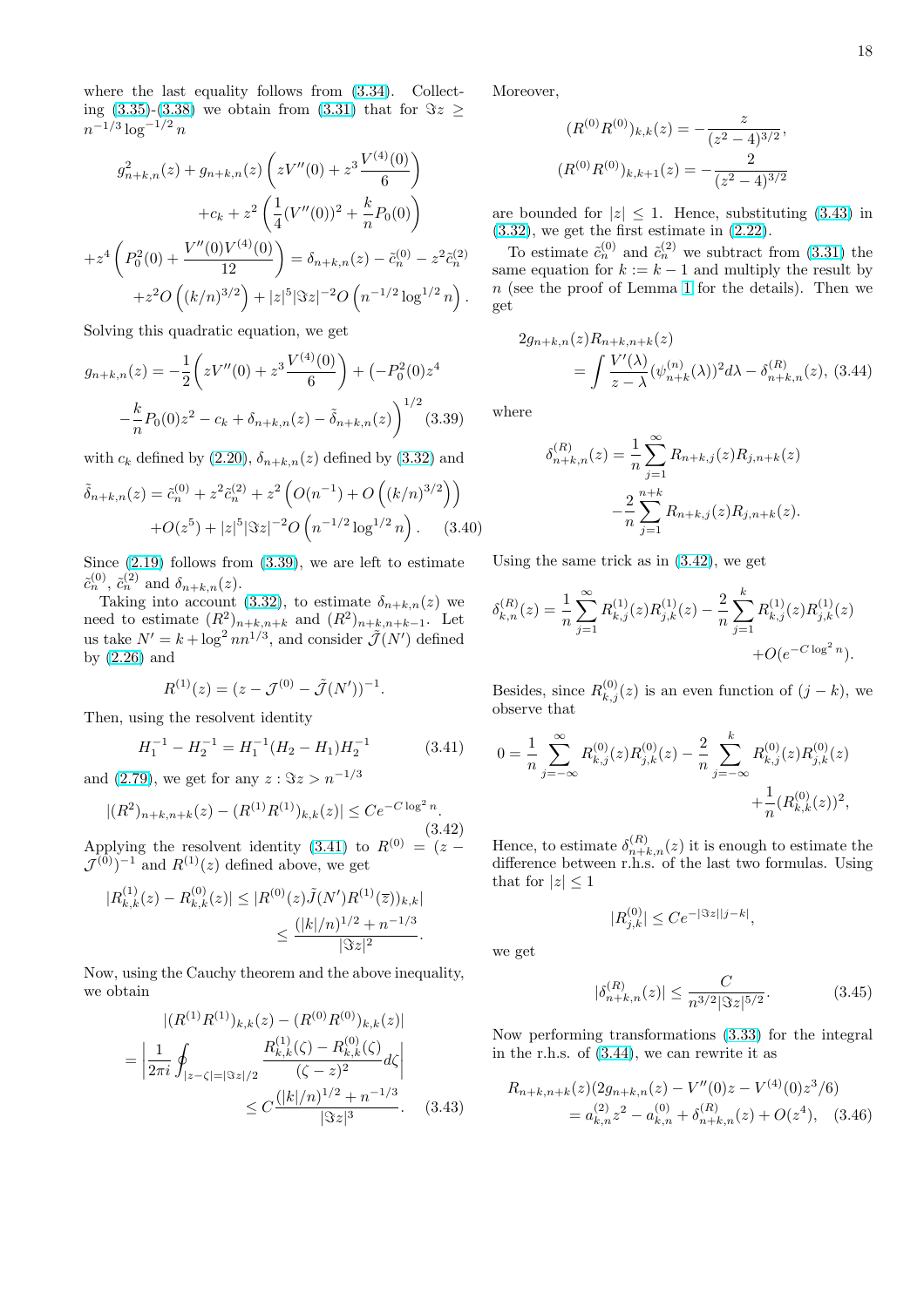where the last equality follows from (3.34). Collecting (3.35)-(3.38) we obtain from (3.31) that for $\Im z \ge n^{-1/3}\log^{-1/2} n$

$$
\begin{aligned}
g^2_{n+k,n}(z) + g_{n+k,n}(z)\left(zV''(0) + z^3\frac{V^{(4)}(0)}{6}\right) \\
+c_k + z^2\left(\frac{1}{4}(V''(0))^2 + \frac{k}{n}P_0(0)\right) \\
+z^4\left(P_0^2(0) + \frac{V''(0)V^{(4)}(0)}{12}\right) = \delta_{n+k,n}(z) - \tilde{c}_n^{(0)} - z^2\tilde{c}_n^{(2)} \\
+z^2 O\left((k/n)^{3/2}\right) + |z|^5|\Im z|^{-2}O\left(n^{-1/2}\log^{1/2} n\right).
\end{aligned}
$$

Solving this quadratic equation, we get

$$
\begin{aligned}
g_{n+k,n}(z) = -\frac{1}{2}\left(zV''(0) + z^3\frac{V^{(4)}(0)}{6}\right) + \Big(-P_0^2(0)z^4 \\
-\frac{k}{n}P_0(0)z^2 - c_k + \delta_{n+k,n}(z) - \tilde{\delta}_{n+k,n}(z)\Big)^{1/2} \quad (3.39)
\end{aligned}
$$

with $c_k$ defined by (2.20), $\delta_{n+k,n}(z)$ defined by (3.32) and

$$
\begin{aligned}
\tilde{\delta}_{n+k,n}(z) = \tilde{c}_n^{(0)} + z^2\tilde{c}_n^{(2)} + z^2\left(O(n^{-1}) + O\left((k/n)^{3/2}\right)\right) \\
+O(z^5) + |z|^5|\Im z|^{-2}O\left(n^{-1/2}\log^{1/2} n\right). \quad (3.40)
\end{aligned}
$$

Since (2.19) follows from (3.39), we are left to estimate $\tilde{c}_n^{(0)}$, $\tilde{c}_n^{(2)}$ and $\delta_{n+k,n}(z)$.

Taking into account (3.32), to estimate $\delta_{n+k,n}(z)$ we need to estimate $(R^2)_{n+k,n+k}$ and $(R^2)_{n+k,n+k-1}$. Let us take $N' = k + \log^2 n n^{1/3}$, and consider $\tilde{\mathcal{J}}(N')$ defined by (2.26) and

$$
R^{(1)}(z) = (z - \mathcal{J}^{(0)} - \tilde{\mathcal{J}}(N'))^{-1}.
$$

Then, using the resolvent identity

$$
H_1^{-1} - H_2^{-1} = H_1^{-1}(H_2 - H_1)H_2^{-1} \quad (3.41)
$$

and (2.79), we get for any $z : \Im z > n^{-1/3}$

$$
|(R^2)_{n+k,n+k}(z) - (R^{(1)}R^{(1)})_{k,k}(z)| \le Ce^{-C\log^2 n}. \quad (3.42)
$$

Applying the resolvent identity (3.41) to $R^{(0)} = (z - \mathcal{J}^{(0)})^{-1}$ and $R^{(1)}(z)$ defined above, we get

$$
\begin{aligned}
|R^{(1)}_{k,k}(z) - R^{(0)}_{k,k}(z)| \le |R^{(0)}(z)\tilde{J}(N')R^{(1)}(\overline{z}))_{k,k}| \\
\le \frac{(|k|/n)^{1/2} + n^{-1/3}}{|\Im z|^2}.
\end{aligned}
$$

Now, using the Cauchy theorem and the above inequality, we obtain

$$
\begin{aligned}
|(R^{(1)}R^{(1)})_{k,k}(z) - (R^{(0)}R^{(0)})_{k,k}(z)| \\
= \left|\frac{1}{2\pi i}\oint_{|z-\zeta|=|\Im z|/2}\frac{R^{(1)}_{k,k}(\zeta) - R^{(0)}_{k,k}(\zeta)}{(\zeta - z)^2}d\zeta\right| \\
\le C\frac{(|k|/n)^{1/2} + n^{-1/3}}{|\Im z|^3}. \quad (3.43)
\end{aligned}
$$

Moreover,

$$
\begin{aligned}
(R^{(0)}R^{(0)})_{k,k}(z) = -\frac{z}{(z^2-4)^{3/2}}, \\
(R^{(0)}R^{(0)})_{k,k+1}(z) = -\frac{2}{(z^2-4)^{3/2}}
\end{aligned}
$$

are bounded for $|z| \le 1$. Hence, substituting (3.43) in (3.32), we get the first estimate in (2.22).

To estimate $\tilde{c}_n^{(0)}$ and $\tilde{c}_n^{(2)}$ we subtract from (3.31) the same equation for $k := k-1$ and multiply the result by $n$ (see the proof of Lemma 1 for the details). Then we get

$$
\begin{aligned}
2g_{n+k,n}(z)R_{n+k,n+k}(z) \\
= \int\frac{V'(\lambda)}{z-\lambda}(\psi^{(n)}_{n+k}(\lambda))^2 d\lambda - \delta^{(R)}_{n+k,n}(z), \quad (3.44)
\end{aligned}
$$

where

$$
\begin{aligned}
\delta^{(R)}_{n+k,n}(z) = \frac{1}{n}\sum_{j=1}^{\infty}R_{n+k,j}(z)R_{j,n+k}(z) \\
-\frac{2}{n}\sum_{j=1}^{n+k}R_{n+k,j}(z)R_{j,n+k}(z).
\end{aligned}
$$

Using the same trick as in (3.42), we get

$$
\begin{aligned}
\delta^{(R)}_{k,n}(z) = \frac{1}{n}\sum_{j=1}^{\infty}R^{(1)}_{k,j}(z)R^{(1)}_{j,k}(z) - \frac{2}{n}\sum_{j=1}^{k}R^{(1)}_{k,j}(z)R^{(1)}_{j,k}(z) \\
+O(e^{-C\log^2 n}).
\end{aligned}
$$

Besides, since $R^{(0)}_{k,j}(z)$ is an even function of $(j-k)$, we observe that

$$
\begin{aligned}
0 = \frac{1}{n}\sum_{j=-\infty}^{\infty}R^{(0)}_{k,j}(z)R^{(0)}_{j,k}(z) - \frac{2}{n}\sum_{j=-\infty}^{k}R^{(0)}_{k,j}(z)R^{(0)}_{j,k}(z) \\
+\frac{1}{n}(R^{(0)}_{k,k}(z))^2,
\end{aligned}
$$

Hence, to estimate $\delta^{(R)}_{n+k,n}(z)$ it is enough to estimate the difference between r.h.s. of the last two formulas. Using that for $|z| \le 1$

$$
|R^{(0)}_{j,k}| \le Ce^{-|\Im z||j-k|},
$$

we get

$$
|\delta^{(R)}_{n+k,n}(z)| \le \frac{C}{n^{3/2}|\Im z|^{5/2}}. \quad (3.45)
$$

Now performing transformations (3.33) for the integral in the r.h.s. of (3.44), we can rewrite it as

$$
\begin{aligned}
R_{n+k,n+k}(z)(2g_{n+k,n}(z) - V''(0)z - V^{(4)}(0)z^3/6) \\
= a^{(2)}_{k,n}z^2 - a^{(0)}_{k,n} + \delta^{(R)}_{n+k,n}(z) + O(z^4), \quad (3.46)
\end{aligned}
$$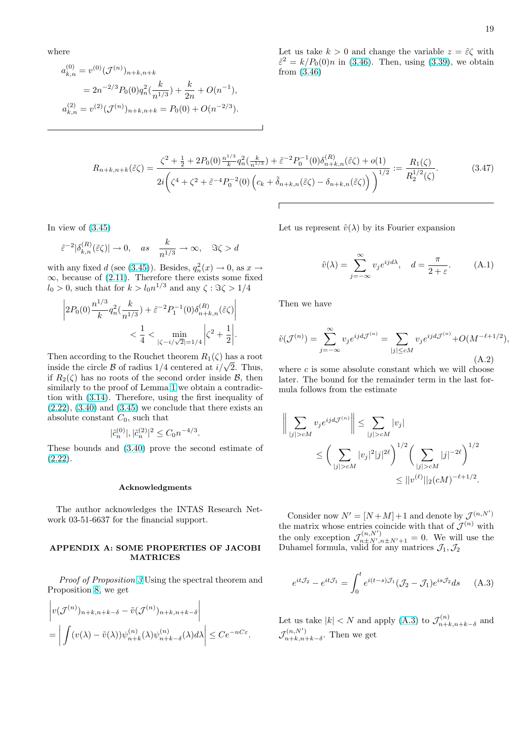where

$$a_{k,n}^{(0)} = v^{(0)}(\mathcal{J}^{(n)})_{n+k,n+k}$$
$$= 2n^{-2/3}P_0(0)q_n^2(\frac{k}{n^{1/3}}) + \frac{k}{2n} + O(n^{-1}),$$
$$a_{k,n}^{(2)} = v^{(2)}(\mathcal{J}^{(n)})_{n+k,n+k} = P_0(0) + O(n^{-2/3}).$$

Let us take $k > 0$ and change the variable $z = \tilde{\varepsilon}\zeta$ with $\tilde{\varepsilon}^2 = k/P_0(0)n$ in (3.46). Then, using (3.39), we obtain from (3.46)

$$R_{n+k,n+k}(\tilde{\varepsilon}\zeta) = \frac{\zeta^2 + \frac{1}{2} + 2P_0(0)\frac{n^{1/3}}{k}q_n^2(\frac{k}{n^{1/3}}) + \tilde{\varepsilon}^{-2}P_0^{-1}(0)\delta_{n+k,n}^{(R)}(\tilde{\varepsilon}\zeta) + o(1)}{2i\bigg(\zeta^4 + \zeta^2 + \tilde{\varepsilon}^{-4}P_0^{-2}(0)\left(c_k + \tilde{\delta}_{n+k,n}(\tilde{\varepsilon}\zeta) - \delta_{n+k,n}(\tilde{\varepsilon}\zeta)\right)\bigg)^{1/2}} := \frac{R_1(\zeta)}{R_2^{1/2}(\zeta)}. \tag{3.47}$$

In view of (3.45)

$$\tilde{\varepsilon}^{-2}|\delta_{k,n}^{(R)}(\tilde{\varepsilon}\zeta)| \to 0, \quad as \quad \frac{k}{n^{1/3}} \to \infty, \quad \Im\zeta > d$$

with any fixed $d$ (see (3.45)). Besides, $q_n^2(x) \to 0$, as $x \to \infty$, because of (2.11). Therefore there exists some fixed $l_0 > 0$, such that for $k > l_0 n^{1/3}$ and any $\zeta : \Im\zeta > 1/4$

$$\bigg|2P_0(0)\frac{n^{1/3}}{k}q_n^2(\frac{k}{n^{1/3}}) + \tilde{\varepsilon}^{-2}P_1^{-1}(0)\delta_{n+k,n}^{(R)}(\tilde{\varepsilon}\zeta)\bigg| < \frac{1}{4} < \min_{|\zeta - i/\sqrt{2}| = 1/4}\bigg|\zeta^2 + \frac{1}{2}\bigg|.$$

Then according to the Rouchet theorem $R_1(\zeta)$ has a root inside the circle $\mathcal{B}$ of radius $1/4$ centered at $i/\sqrt{2}$. Thus, if $R_2(\zeta)$ has no roots of the second order inside $\mathcal{B}$, then similarly to the proof of Lemma 1 we obtain a contradiction with (3.14). Therefore, using the first inequality of (2.22), (3.40) and (3.45) we conclude that there exists an absolute constant $C_0$, such that

$$|\tilde{c}_n^{(0)}|, |\tilde{c}_n^{(2)}|^2 \le C_0 n^{-4/3}.$$

These bounds and (3.40) prove the second estimate of (2.22).

### Acknowledgments

The author acknowledges the INTAS Research Network 03-51-6637 for the financial support.

## APPENDIX A: SOME PROPERTIES OF JACOBI MATRICES

*Proof of Proposition 3* Using the spectral theorem and Proposition 8, we get

$$\bigg|v(\mathcal{J}^{(n)})_{n+k,n+k-\delta} - \tilde{v}(\mathcal{J}^{(n)})_{n+k,n+k-\delta}\bigg|$$
$$= \bigg|\int(v(\lambda) - \tilde{v}(\lambda))\psi_{n+k}^{(n)}(\lambda)\psi_{n+k-\delta}^{(n)}(\lambda)d\lambda\bigg| \le Ce^{-nC\varepsilon}.$$

Let us represent $\tilde{v}(\lambda)$ by its Fourier expansion

$$\tilde{v}(\lambda) = \sum_{j=-\infty}^{\infty} v_j e^{ijd\lambda}, \quad d = \frac{\pi}{2+\varepsilon}. \tag{A.1}$$

Then we have

$$\tilde{v}(\mathcal{J}^{(n)}) = \sum_{j=-\infty}^{\infty} v_j e^{ijd\mathcal{J}^{(n)}} = \sum_{|j|\le cM} v_j e^{ijd\mathcal{J}^{(n)}} + O(M^{-\ell+1/2}), \tag{A.2}$$

where $c$ is some absolute constant which we will choose later. The bound for the remainder term in the last formula follows from the estimate

$$\bigg\|\sum_{|j|>cM} v_j e^{ijd\mathcal{J}^{(n)}}\bigg\| \le \sum_{|j|>cM}|v_j|$$
$$\le \bigg(\sum_{|j|>cM}|v_j|^2|j|^{2\ell}\bigg)^{1/2}\bigg(\sum_{|j|>cM}|j|^{-2\ell}\bigg)^{1/2}$$
$$\le ||v^{(\ell)}||_2(cM)^{-\ell+1/2}.$$

Consider now $N' = [N+M]+1$ and denote by $\mathcal{J}^{(n,N')}$ the matrix whose entries coincide with that of $\mathcal{J}^{(n)}$ with the only exception $\mathcal{J}^{(n,N')}_{n\pm N',n\pm N'+1} = 0$. We will use the Duhamel formula, valid for any matrices $\mathcal{J}_1, \mathcal{J}_2$

$$e^{it\mathcal{J}_2} - e^{it\mathcal{J}_1} = \int_0^t e^{i(t-s)\mathcal{J}_1}(\mathcal{J}_2 - \mathcal{J}_1)e^{is\mathcal{J}_2}ds \tag{A.3}$$

Let us take $|k| < N$ and apply (A.3) to $\mathcal{J}^{(n)}_{n+k,n+k-\delta}$ and $\mathcal{J}^{(n,N')}_{n+k,n+k-\delta}$. Then we get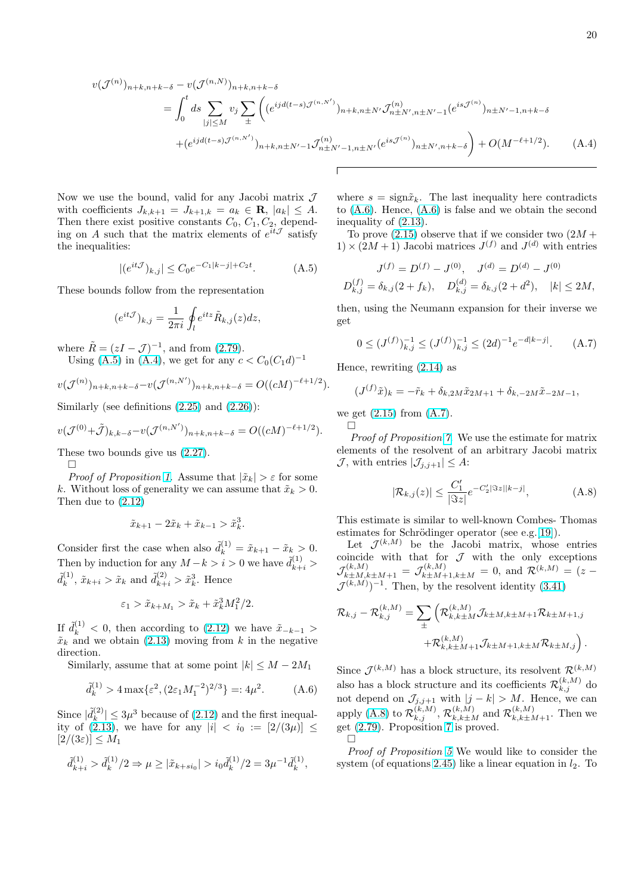$$
\begin{aligned}
v(\mathcal{J}^{(n)})_{n+k,n+k-\delta} &- v(\mathcal{J}^{(n,N)})_{n+k,n+k-\delta} \\
&= \int_0^t ds \sum_{|j|\le M} v_j \sum_{\pm} \Big( (e^{ijd(t-s)\mathcal{J}^{(n,N')}})_{n+k,n\pm N'} \mathcal{J}^{(n)}_{n\pm N',n\pm N'-1} (e^{is\mathcal{J}^{(n)}})_{n\pm N'-1,n+k-\delta} \\
&\quad + (e^{ijd(t-s)\mathcal{J}^{(n,N')}})_{n+k,n\pm N'-1} \mathcal{J}^{(n)}_{n\pm N'-1,n\pm N'} (e^{is\mathcal{J}^{(n)}})_{n\pm N',n+k-\delta} \Big) + O(M^{-\ell+1/2}). \qquad \text{(A.4)}
\end{aligned}
$$

Now we use the bound, valid for any Jacobi matrix $\mathcal{J}$ with coefficients $J_{k,k+1} = J_{k+1,k} = a_k \in \mathbf{R}$, $|a_k| \le A$. Then there exist positive constants $C_0$, $C_1, C_2$, depending on $A$ such that the matrix elements of $e^{it\mathcal{J}}$ satisfy the inequalities:

$$
|(e^{it\mathcal{J}})_{k,j}| \le C_0 e^{-C_1|k-j|+C_2 t}. \qquad \text{(A.5)}
$$

These bounds follow from the representation

$$
(e^{it\mathcal{J}})_{k,j} = \frac{1}{2\pi i}\oint_l e^{itz}\tilde{R}_{k,j}(z)dz,
$$

where $\tilde{R} = (zI - \mathcal{J})^{-1}$, and from (2.79).

Using (A.5) in (A.4), we get for any $c < C_0(C_1 d)^{-1}$

$$
v(\mathcal{J}^{(n)})_{n+k,n+k-\delta} - v(\mathcal{J}^{(n,N')})_{n+k,n+k-\delta} = O((cM)^{-\ell+1/2}).
$$

Similarly (see definitions (2.25) and (2.26)):

$$
v(\mathcal{J}^{(0)}+\tilde{\mathcal{J}})_{k,k-\delta} - v(\mathcal{J}^{(n,N')})_{n+k,n+k-\delta} = O((cM)^{-\ell+1/2}).
$$

These two bounds give us (2.27).

□

*Proof of Proposition 1.* Assume that $|\tilde{x}_k| > \varepsilon$ for some $k$. Without loss of generality we can assume that $\tilde{x}_k > 0$. Then due to (2.12)

$$
\tilde{x}_{k+1} - 2\tilde{x}_k + \tilde{x}_{k-1} > \tilde{x}_k^3.
$$

Consider first the case when also $\tilde{d}^{(1)}_k = \tilde{x}_{k+1} - \tilde{x}_k > 0$. Then by induction for any $M - k > i > 0$ we have $\tilde{d}^{(1)}_{k+i} > \tilde{d}^{(1)}_k$, $\tilde{x}_{k+i} > \tilde{x}_k$ and $\tilde{d}^{(2)}_{k+i} > \tilde{x}_k^3$. Hence

$$
\varepsilon_1 > \tilde{x}_{k+M_1} > \tilde{x}_k + \tilde{x}_k^3 M_1^2/2.
$$

If $\tilde{d}^{(1)}_k < 0$, then according to (2.12) we have $\tilde{x}_{-k-1} > \tilde{x}_k$ and we obtain (2.13) moving from $k$ in the negative direction.

Similarly, assume that at some point $|k| \le M - 2M_1$

$$
\tilde{d}^{(1)}_k > 4\max\{\varepsilon^2, (2\varepsilon_1 M_1^{-2})^{2/3}\} =: 4\mu^2. \qquad \text{(A.6)}
$$

Since $|\tilde{d}^{(2)}_k| \le 3\mu^3$ because of (2.12) and the first inequality of (2.13), we have for any $|i| < i_0 := [2/(3\mu)] \le [2/(3\varepsilon)] \le M_1$

$$
\tilde{d}^{(1)}_{k+i} > \tilde{d}^{(1)}_k/2 \Rightarrow \mu \ge |\tilde{x}_{k+si_0}| > i_0\tilde{d}^{(1)}_k/2 = 3\mu^{-1}\tilde{d}^{(1)}_k,
$$

where $s = \mathrm{sign}\tilde{x}_k$. The last inequality here contradicts to (A.6). Hence, (A.6) is false and we obtain the second inequality of (2.13).

To prove (2.15) observe that if we consider two $(2M+1)\times(2M+1)$ Jacobi matrices $J^{(f)}$ and $J^{(d)}$ with entries

$$
J^{(f)} = D^{(f)} - J^{(0)}, \quad J^{(d)} = D^{(d)} - J^{(0)}
$$

$$
D^{(f)}_{k,j} = \delta_{k,j}(2+f_k), \quad D^{(d)}_{k,j} = \delta_{k,j}(2+d^2), \quad |k| \le 2M,
$$

then, using the Neumann expansion for their inverse we get

$$
0 \le (J^{(f)})^{-1}_{k,j} \le (J^{(f)})^{-1}_{k,j} \le (2d)^{-1}e^{-d|k-j|}. \qquad \text{(A.7)}
$$

Hence, rewriting (2.14) as

$$
(J^{(f)}\tilde{x})_k = -\tilde{r}_k + \delta_{k,2M}\tilde{x}_{2M+1} + \delta_{k,-2M}\tilde{x}_{-2M-1},
$$

we get (2.15) from (A.7).

□

*Proof of Proposition 7.* We use the estimate for matrix elements of the resolvent of an arbitrary Jacobi matrix $\mathcal{J}$, with entries $|\mathcal{J}_{j,j+1}| \le A$:

$$
|\mathcal{R}_{k,j}(z)| \le \frac{C_1'}{|\Im z|}e^{-C_2'|\Im z||k-j|}, \qquad \text{(A.8)}
$$

This estimate is similar to well-known Combes- Thomas estimates for Schrödinger operator (see e.g.[19]).

Let $\mathcal{J}^{(k,M)}$ be the Jacobi matrix, whose entries coincide with that for $\mathcal{J}$ with the only exceptions $\mathcal{J}^{(k,M)}_{k\pm M,k\pm M+1} = \mathcal{J}^{(k,M)}_{k\pm M+1,k\pm M} = 0$, and $\mathcal{R}^{(k,M)} = (z - \mathcal{J}^{(k,M)})^{-1}$. Then, by the resolvent identity (3.41)

$$
\mathcal{R}_{k,j} - \mathcal{R}^{(k,M)}_{k,j} = \sum_{\pm}\Big(\mathcal{R}^{(k,M)}_{k,k\pm M}\mathcal{J}_{k\pm M,k\pm M+1}\mathcal{R}_{k\pm M+1,j} + \mathcal{R}^{(k,M)}_{k,k\pm M+1}\mathcal{J}_{k\pm M+1,k\pm M}\mathcal{R}_{k\pm M,j}\Big).
$$

Since $\mathcal{J}^{(k,M)}$ has a block structure, its resolvent $\mathcal{R}^{(k,M)}$ also has a block structure and its coefficients $\mathcal{R}^{(k,M)}_{k,j}$ do not depend on $\mathcal{J}_{j,j+1}$ with $|j-k| > M$. Hence, we can apply (A.8) to $\mathcal{R}^{(k,M)}_{k,j}$, $\mathcal{R}^{(k,M)}_{k,k\pm M}$ and $\mathcal{R}^{(k,M)}_{k,k\pm M+1}$. Then we get (2.79). Proposition 7 is proved.

□

*Proof of Proposition 5* We would like to consider the system (of equations 2.45) like a linear equation in $l_2$. To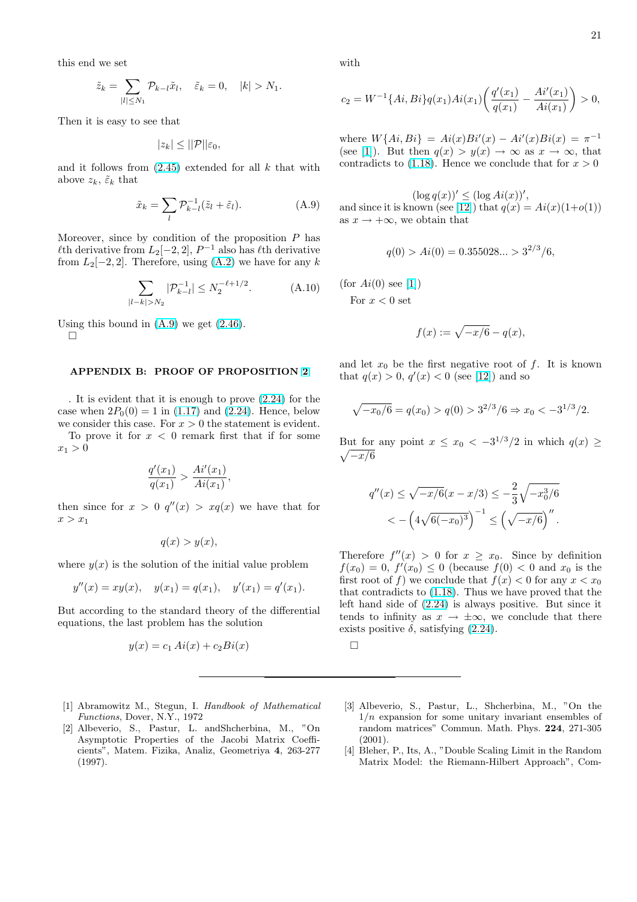this end we set

$$\tilde{z}_k = \sum_{|l|\le N_1} \mathcal{P}_{k-l}\tilde{x}_l, \quad \tilde{\varepsilon}_k = 0, \quad |k| > N_1.$$

Then it is easy to see that

$$|z_k| \le ||\mathcal{P}||\varepsilon_0,$$

and it follows from (2.45) extended for all $k$ that with above $z_k$, $\tilde{\varepsilon}_k$ that

$$\tilde{x}_k = \sum_l \mathcal{P}^{-1}_{k-l}(\tilde{z}_l + \tilde{\varepsilon}_l). \tag{A.9}$$

Moreover, since by condition of the proposition $P$ has $\ell$th derivative from $L_2[-2,2]$, $P^{-1}$ also has $\ell$th derivative from $L_2[-2,2]$. Therefore, using (A.2) we have for any $k$

$$\sum_{|l-k|>N_2} |\mathcal{P}^{-1}_{k-l}| \le N_2^{-\ell+1/2}. \tag{A.10}$$

Using this bound in (A.9) we get (2.46).
□

### APPENDIX B: PROOF OF PROPOSITION 2

. It is evident that it is enough to prove (2.24) for the case when $2P_0(0) = 1$ in (1.17) and (2.24). Hence, below we consider this case. For $x > 0$ the statement is evident.

To prove it for $x < 0$ remark first that if for some $x_1 > 0$

$$\frac{q'(x_1)}{q(x_1)} > \frac{Ai'(x_1)}{Ai(x_1)},$$

then since for $x > 0$ $q''(x) > xq(x)$ we have that for $x > x_1$

$$q(x) > y(x),$$

where $y(x)$ is the solution of the initial value problem

$$y''(x) = xy(x), \quad y(x_1) = q(x_1), \quad y'(x_1) = q'(x_1).$$

But according to the standard theory of the differential equations, the last problem has the solution

$$y(x) = c_1\, Ai(x) + c_2 Bi(x)$$

with

$$c_2 = W^{-1}\{Ai, Bi\} q(x_1) Ai(x_1)\left(\frac{q'(x_1)}{q(x_1)} - \frac{Ai'(x_1)}{Ai(x_1)}\right) > 0,$$

where $W\{Ai, Bi\} = Ai(x)Bi'(x) - Ai'(x)Bi(x) = \pi^{-1}$ (see [1]). But then $q(x) > y(x) \to \infty$ as $x \to \infty$, that contradicts to (1.18). Hence we conclude that for $x > 0$

$$(\log q(x))' \le (\log Ai(x))',$$

and since it is known (see [12]) that $q(x) = Ai(x)(1 + o(1))$ as $x \to +\infty$, we obtain that

$$q(0) > Ai(0) = 0.355028... > 3^{2/3}/6,$$

(for $Ai(0)$ see [1])

For $x < 0$ set

$$f(x) := \sqrt{-x/6} - q(x),$$

and let $x_0$ be the first negative root of $f$. It is known that $q(x) > 0$, $q'(x) < 0$ (see [12]) and so

$$\sqrt{-x_0/6} = q(x_0) > q(0) > 3^{2/3}/6 \Rightarrow x_0 < -3^{1/3}/2.$$

But for any point $x \le x_0 < -3^{1/3}/2$ in which $q(x) \ge \sqrt{-x/6}$

$$q''(x) \le \sqrt{-x/6}(x - x/3) \le -\frac{2}{3}\sqrt{-x_0^3/6}$$
$$< -\left(4\sqrt{6(-x_0)^3}\right)^{-1} \le \left(\sqrt{-x/6}\right)''.$$

Therefore $f''(x) > 0$ for $x \ge x_0$. Since by definition $f(x_0) = 0$, $f'(x_0) \le 0$ (because $f(0) < 0$ and $x_0$ is the first root of $f$) we conclude that $f(x) < 0$ for any $x < x_0$ that contradicts to (1.18). Thus we have proved that the left hand side of (2.24) is always positive. But since it tends to infinity as $x \to \pm\infty$, we conclude that there exists positive $\delta$, satisfying (2.24).

□

---

[1] Abramowitz M., Stegun, I. *Handbook of Mathematical Functions*, Dover, N.Y., 1972

[2] Albeverio, S., Pastur, L. andShcherbina, M., "On Asymptotic Properties of the Jacobi Matrix Coefficients", Matem. Fizika, Analiz, Geometriya **4**, 263-277 (1997).

[3] Albeverio, S., Pastur, L., Shcherbina, M., "On the $1/n$ expansion for some unitary invariant ensembles of random matrices" Commun. Math. Phys. **224**, 271-305 (2001).

[4] Bleher, P., Its, A., "Double Scaling Limit in the Random Matrix Model: the Riemann-Hilbert Approach", Com-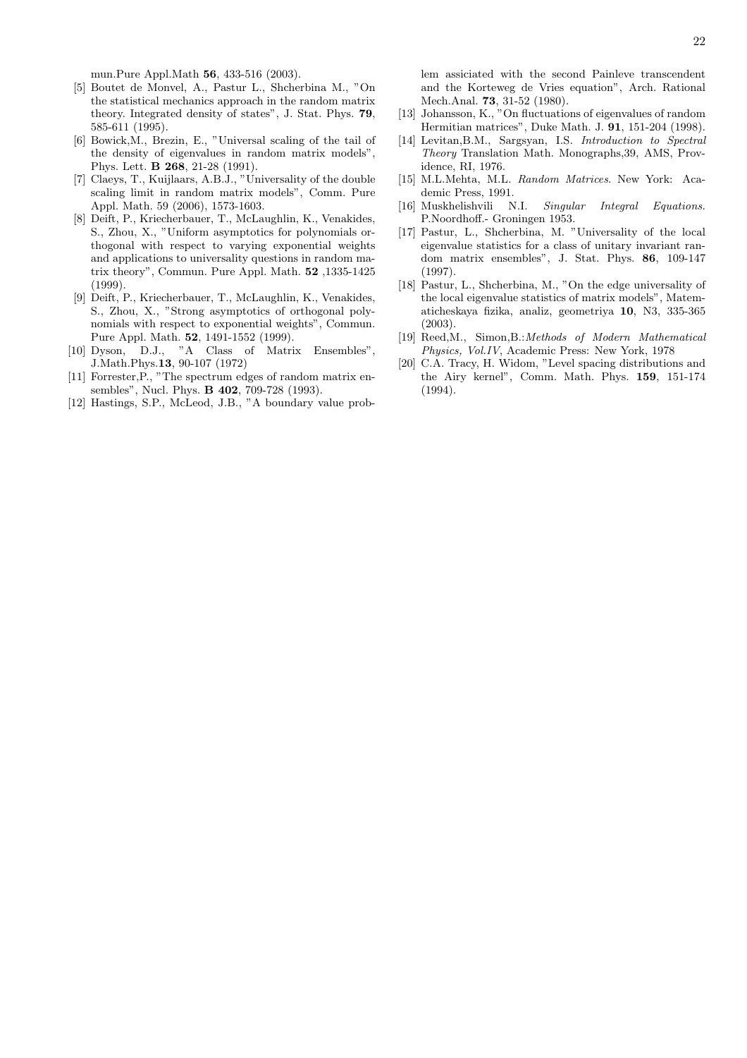mun.Pure Appl.Math **56**, 433-516 (2003).

[5] Boutet de Monvel, A., Pastur L., Shcherbina M., "On the statistical mechanics approach in the random matrix theory. Integrated density of states", J. Stat. Phys. **79**, 585-611 (1995).

[6] Bowick,M., Brezin, E., "Universal scaling of the tail of the density of eigenvalues in random matrix models", Phys. Lett. **B 268**, 21-28 (1991).

[7] Claeys, T., Kuijlaars, A.B.J., "Universality of the double scaling limit in random matrix models", Comm. Pure Appl. Math. 59 (2006), 1573-1603.

[8] Deift, P., Kriecherbauer, T., McLaughlin, K., Venakides, S., Zhou, X., "Uniform asymptotics for polynomials orthogonal with respect to varying exponential weights and applications to universality questions in random matrix theory", Commun. Pure Appl. Math. **52** ,1335-1425 (1999).

[9] Deift, P., Kriecherbauer, T., McLaughlin, K., Venakides, S., Zhou, X., "Strong asymptotics of orthogonal polynomials with respect to exponential weights", Commun. Pure Appl. Math. **52**, 1491-1552 (1999).

[10] Dyson, D.J., "A Class of Matrix Ensembles", J.Math.Phys.**13**, 90-107 (1972)

[11] Forrester,P., "The spectrum edges of random matrix ensembles", Nucl. Phys. **B 402**, 709-728 (1993).

[12] Hastings, S.P., McLeod, J.B., "A boundary value problem assiciated with the second Painleve transcendent and the Korteweg de Vries equation", Arch. Rational Mech.Anal. **73**, 31-52 (1980).

[13] Johansson, K., "On fluctuations of eigenvalues of random Hermitian matrices", Duke Math. J. **91**, 151-204 (1998).

[14] Levitan,B.M., Sargsyan, I.S. *Introduction to Spectral Theory* Translation Math. Monographs,39, AMS, Providence, RI, 1976.

[15] M.L.Mehta, M.L. *Random Matrices*. New York: Academic Press, 1991.

[16] Muskhelishvili N.I. *Singular Integral Equations.* P.Noordhoff.- Groningen 1953.

[17] Pastur, L., Shcherbina, M. "Universality of the local eigenvalue statistics for a class of unitary invariant random matrix ensembles", J. Stat. Phys. **86**, 109-147 (1997).

[18] Pastur, L., Shcherbina, M., "On the edge universality of the local eigenvalue statistics of matrix models", Matematicheskaya fizika, analiz, geometriya **10**, N3, 335-365 (2003).

[19] Reed,M., Simon,B.:*Methods of Modern Mathematical Physics, Vol.IV*, Academic Press: New York, 1978

[20] C.A. Tracy, H. Widom, "Level spacing distributions and the Airy kernel", Comm. Math. Phys. **159**, 151-174 (1994).